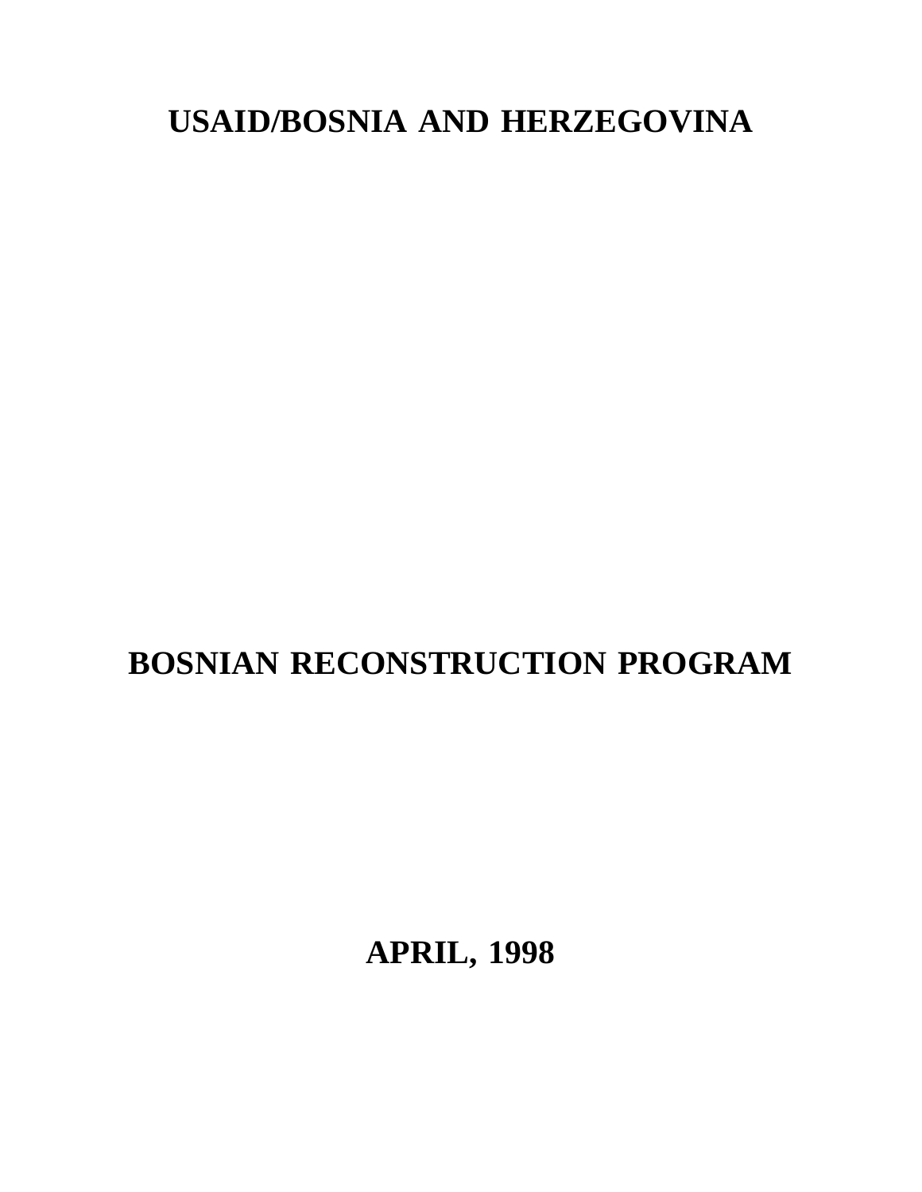# USAID/BOSNIA AND HERZEGOVINA

# BOSNIAN RECONSTRUCTION PROGRAM

**APRIL, 1998**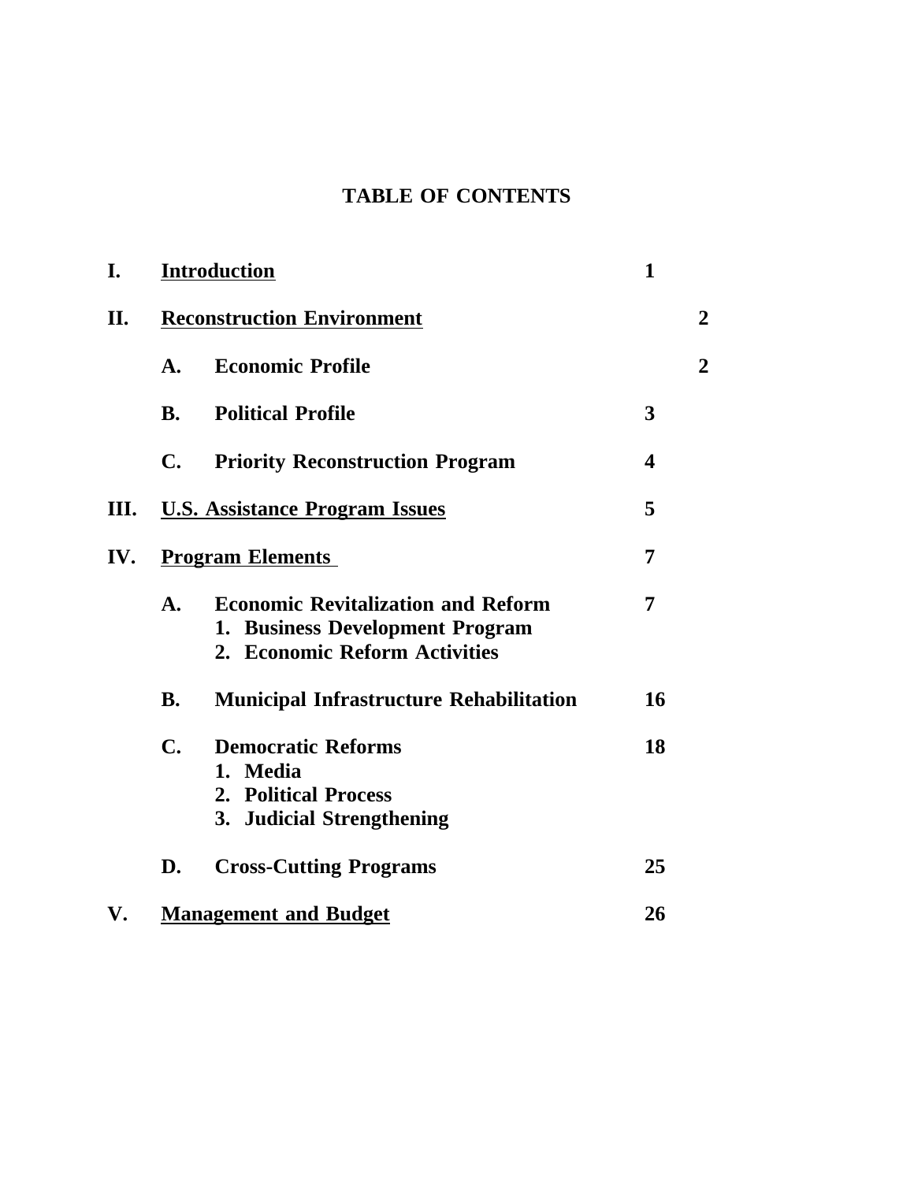## TABLE OF CONTENTS

| | | Page |
|---|---|---|
| I. | **Introduction** | 1 |
| II. | **Reconstruction Environment** | 2 |
| | A. Economic Profile | 2 |
| | B. Political Profile | 3 |
| | C. Priority Reconstruction Program | 4 |
| III. | **U.S. Assistance Program Issues** | 5 |
| IV. | **Program Elements** | 7 |
| | A. Economic Revitalization and Reform<br>1. Business Development Program<br>2. Economic Reform Activities | 7 |
| | B. Municipal Infrastructure Rehabilitation | 16 |
| | C. Democratic Reforms<br>1. Media<br>2. Political Process<br>3. Judicial Strengthening | 18 |
| | D. Cross-Cutting Programs | 25 |
| V. | **Management and Budget** | 26 |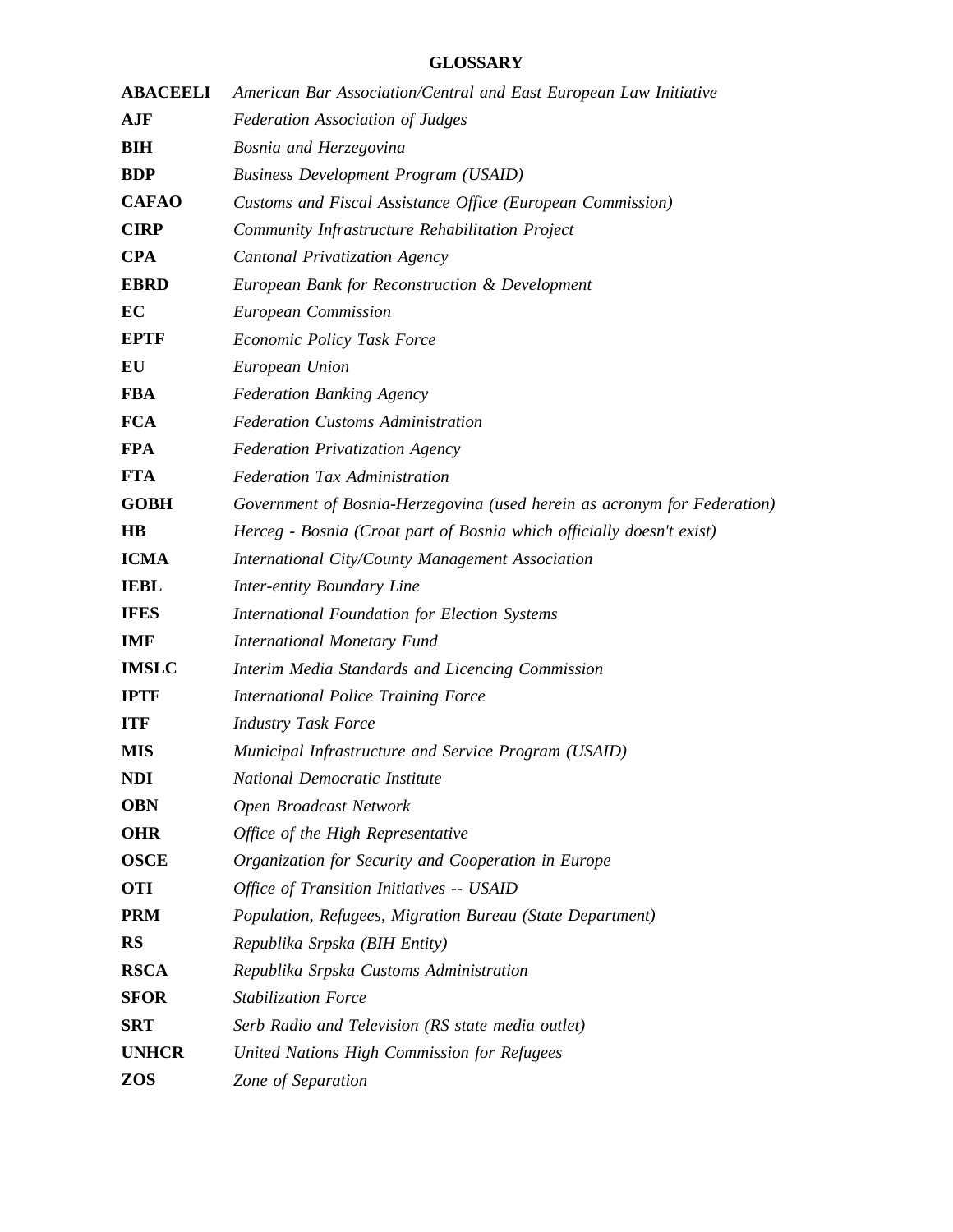## GLOSSARY

| | |
|---|---|
| **ABACEELI** | *American Bar Association/Central and East European Law Initiative* |
| **AJF** | *Federation Association of Judges* |
| **BIH** | *Bosnia and Herzegovina* |
| **BDP** | *Business Development Program (USAID)* |
| **CAFAO** | *Customs and Fiscal Assistance Office (European Commission)* |
| **CIRP** | *Community Infrastructure Rehabilitation Project* |
| **CPA** | *Cantonal Privatization Agency* |
| **EBRD** | *European Bank for Reconstruction & Development* |
| **EC** | *European Commission* |
| **EPTF** | *Economic Policy Task Force* |
| **EU** | *European Union* |
| **FBA** | *Federation Banking Agency* |
| **FCA** | *Federation Customs Administration* |
| **FPA** | *Federation Privatization Agency* |
| **FTA** | *Federation Tax Administration* |
| **GOBH** | *Government of Bosnia-Herzegovina (used herein as acronym for Federation)* |
| **HB** | *Herceg - Bosnia (Croat part of Bosnia which officially doesn't exist)* |
| **ICMA** | *International City/County Management Association* |
| **IEBL** | *Inter-entity Boundary Line* |
| **IFES** | *International Foundation for Election Systems* |
| **IMF** | *International Monetary Fund* |
| **IMSLC** | *Interim Media Standards and Licencing Commission* |
| **IPTF** | *International Police Training Force* |
| **ITF** | *Industry Task Force* |
| **MIS** | *Municipal Infrastructure and Service Program (USAID)* |
| **NDI** | *National Democratic Institute* |
| **OBN** | *Open Broadcast Network* |
| **OHR** | *Office of the High Representative* |
| **OSCE** | *Organization for Security and Cooperation in Europe* |
| **OTI** | *Office of Transition Initiatives -- USAID* |
| **PRM** | *Population, Refugees, Migration Bureau (State Department)* |
| **RS** | *Republika Srpska (BIH Entity)* |
| **RSCA** | *Republika Srpska Customs Administration* |
| **SFOR** | *Stabilization Force* |
| **SRT** | *Serb Radio and Television (RS state media outlet)* |
| **UNHCR** | *United Nations High Commission for Refugees* |
| **ZOS** | *Zone of Separation* |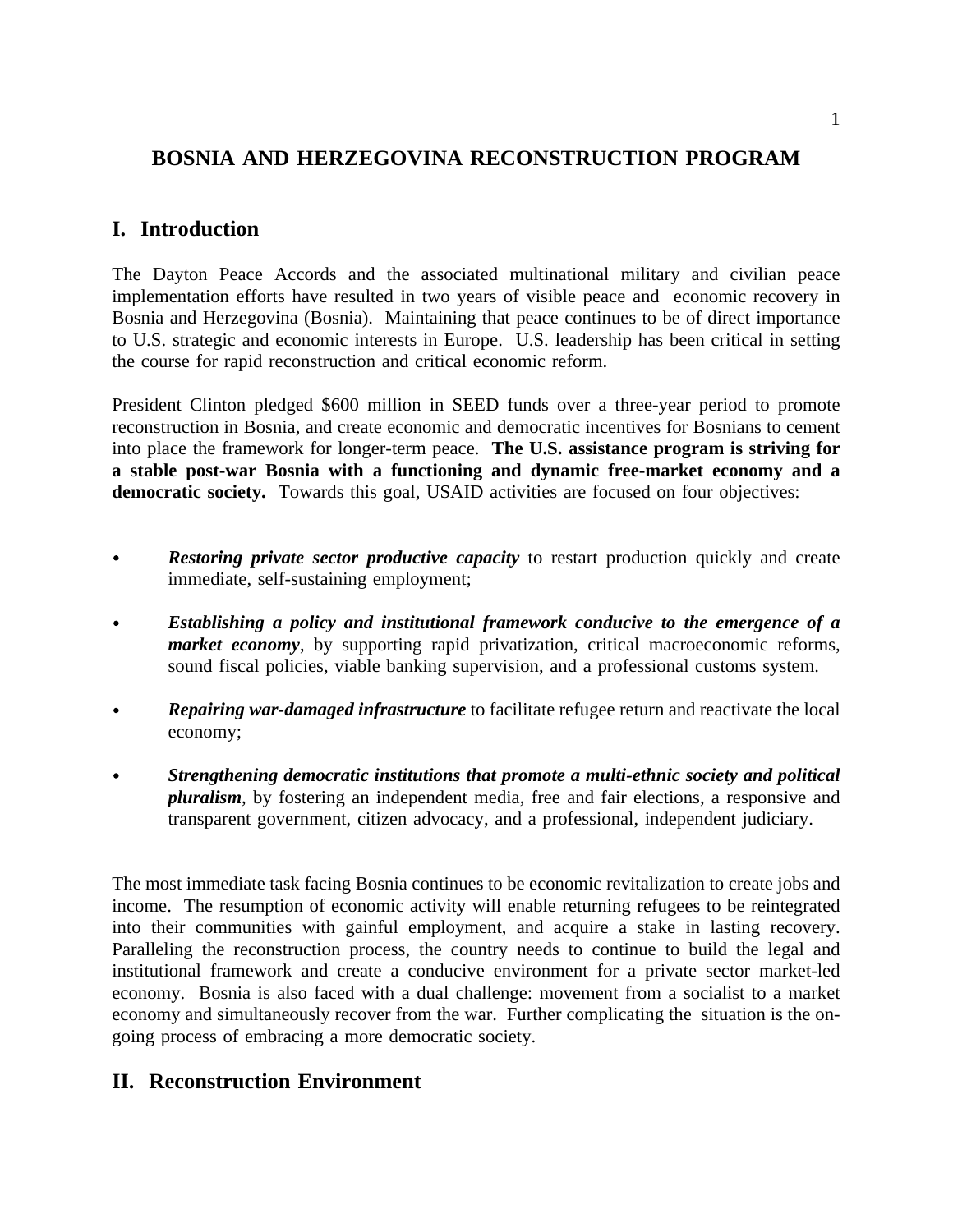# BOSNIA AND HERZEGOVINA RECONSTRUCTION PROGRAM

## I. Introduction

The Dayton Peace Accords and the associated multinational military and civilian peace implementation efforts have resulted in two years of visible peace and economic recovery in Bosnia and Herzegovina (Bosnia). Maintaining that peace continues to be of direct importance to U.S. strategic and economic interests in Europe. U.S. leadership has been critical in setting the course for rapid reconstruction and critical economic reform.

President Clinton pledged $600 million in SEED funds over a three-year period to promote reconstruction in Bosnia, and create economic and democratic incentives for Bosnians to cement into place the framework for longer-term peace. **The U.S. assistance program is striving for a stable post-war Bosnia with a functioning and dynamic free-market economy and a democratic society.** Towards this goal, USAID activities are focused on four objectives:

- ***Restoring private sector productive capacity*** to restart production quickly and create immediate, self-sustaining employment;
- ***Establishing a policy and institutional framework conducive to the emergence of a market economy***, by supporting rapid privatization, critical macroeconomic reforms, sound fiscal policies, viable banking supervision, and a professional customs system.
- ***Repairing war-damaged infrastructure*** to facilitate refugee return and reactivate the local economy;
- ***Strengthening democratic institutions that promote a multi-ethnic society and political pluralism***, by fostering an independent media, free and fair elections, a responsive and transparent government, citizen advocacy, and a professional, independent judiciary.

The most immediate task facing Bosnia continues to be economic revitalization to create jobs and income. The resumption of economic activity will enable returning refugees to be reintegrated into their communities with gainful employment, and acquire a stake in lasting recovery. Paralleling the reconstruction process, the country needs to continue to build the legal and institutional framework and create a conducive environment for a private sector market-led economy. Bosnia is also faced with a dual challenge: movement from a socialist to a market economy and simultaneously recover from the war. Further complicating the situation is the on-going process of embracing a more democratic society.

## II. Reconstruction Environment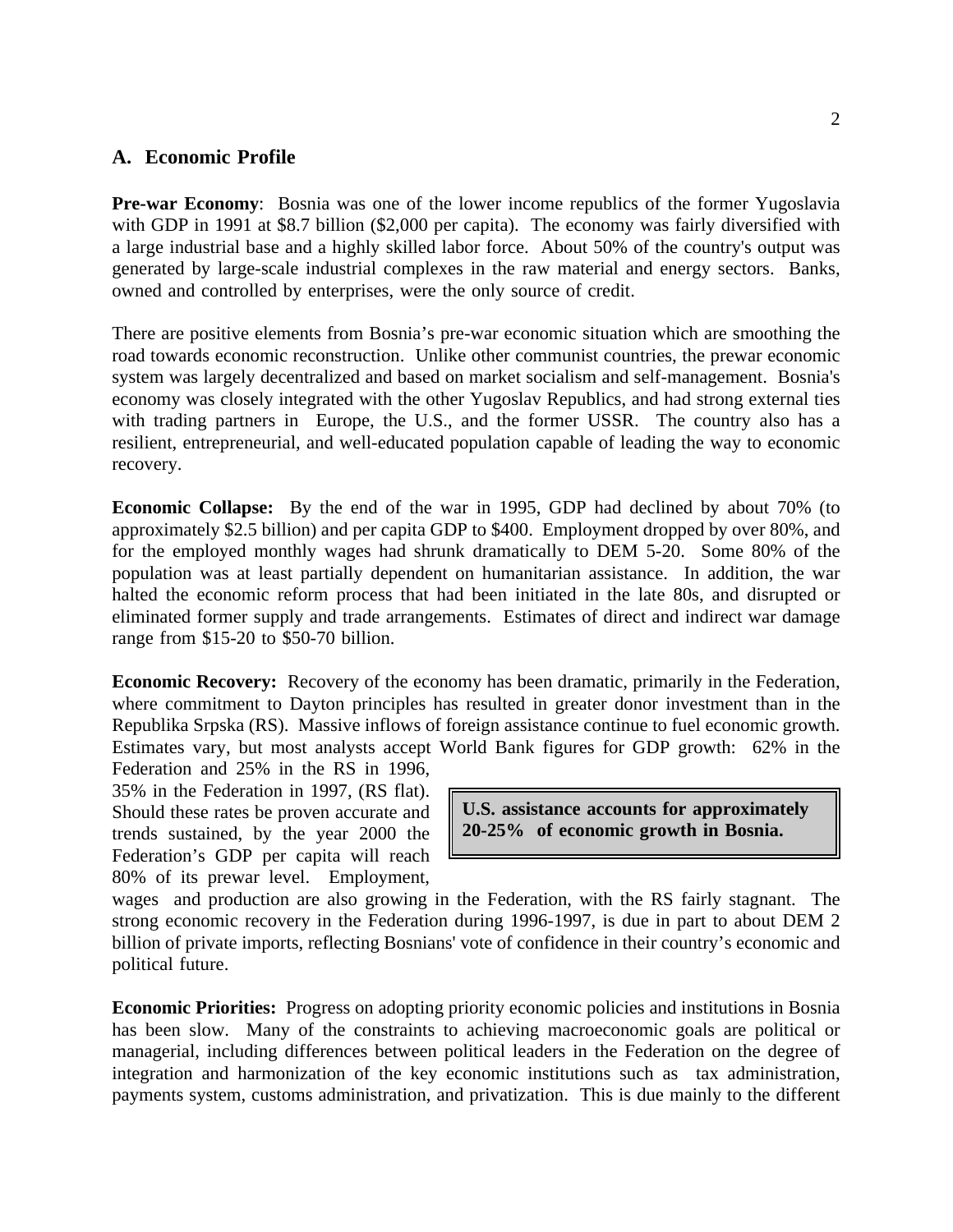## A. Economic Profile

**Pre-war Economy**: Bosnia was one of the lower income republics of the former Yugoslavia with GDP in 1991 at $8.7 billion ($2,000 per capita). The economy was fairly diversified with a large industrial base and a highly skilled labor force. About 50% of the country's output was generated by large-scale industrial complexes in the raw material and energy sectors. Banks, owned and controlled by enterprises, were the only source of credit.

There are positive elements from Bosnia's pre-war economic situation which are smoothing the road towards economic reconstruction. Unlike other communist countries, the prewar economic system was largely decentralized and based on market socialism and self-management. Bosnia's economy was closely integrated with the other Yugoslav Republics, and had strong external ties with trading partners in Europe, the U.S., and the former USSR. The country also has a resilient, entrepreneurial, and well-educated population capable of leading the way to economic recovery.

**Economic Collapse:** By the end of the war in 1995, GDP had declined by about 70% (to approximately $2.5 billion) and per capita GDP to $400. Employment dropped by over 80%, and for the employed monthly wages had shrunk dramatically to DEM 5-20. Some 80% of the population was at least partially dependent on humanitarian assistance. In addition, the war halted the economic reform process that had been initiated in the late 80s, and disrupted or eliminated former supply and trade arrangements. Estimates of direct and indirect war damage range from $15-20 to $50-70 billion.

**Economic Recovery:** Recovery of the economy has been dramatic, primarily in the Federation, where commitment to Dayton principles has resulted in greater donor investment than in the Republika Srpska (RS). Massive inflows of foreign assistance continue to fuel economic growth. Estimates vary, but most analysts accept World Bank figures for GDP growth: 62% in the Federation and 25% in the RS in 1996, 35% in the Federation in 1997, (RS flat). Should these rates be proven accurate and trends sustained, by the year 2000 the Federation's GDP per capita will reach 80% of its prewar level. Employment, wages and production are also growing in the Federation, with the RS fairly stagnant. The strong economic recovery in the Federation during 1996-1997, is due in part to about DEM 2 billion of private imports, reflecting Bosnians' vote of confidence in their country's economic and political future.

> **U.S. assistance accounts for approximately 20-25% of economic growth in Bosnia.**

**Economic Priorities:** Progress on adopting priority economic policies and institutions in Bosnia has been slow. Many of the constraints to achieving macroeconomic goals are political or managerial, including differences between political leaders in the Federation on the degree of integration and harmonization of the key economic institutions such as tax administration, payments system, customs administration, and privatization. This is due mainly to the different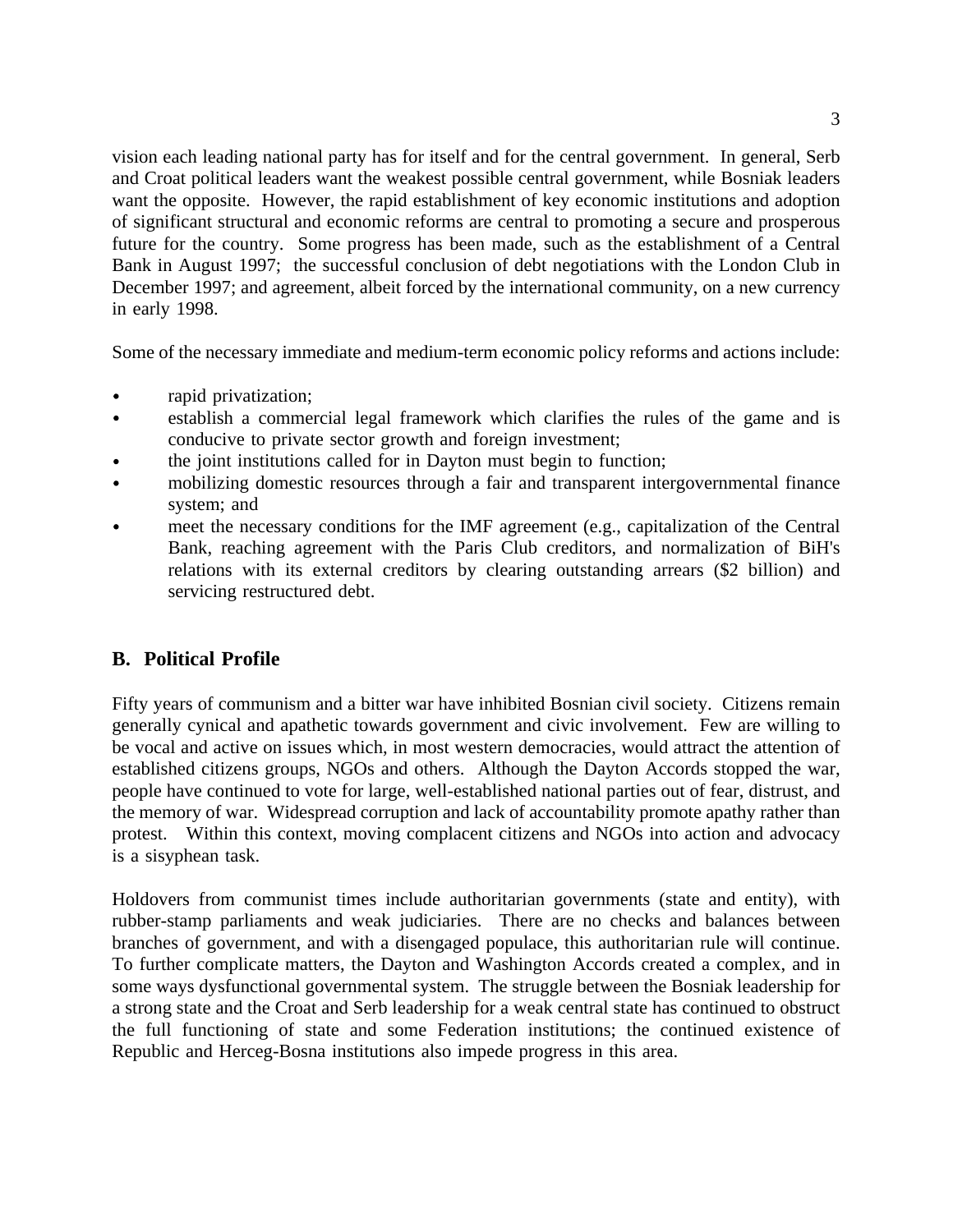vision each leading national party has for itself and for the central government. In general, Serb and Croat political leaders want the weakest possible central government, while Bosniak leaders want the opposite. However, the rapid establishment of key economic institutions and adoption of significant structural and economic reforms are central to promoting a secure and prosperous future for the country. Some progress has been made, such as the establishment of a Central Bank in August 1997; the successful conclusion of debt negotiations with the London Club in December 1997; and agreement, albeit forced by the international community, on a new currency in early 1998.

Some of the necessary immediate and medium-term economic policy reforms and actions include:

- rapid privatization;
- establish a commercial legal framework which clarifies the rules of the game and is conducive to private sector growth and foreign investment;
- the joint institutions called for in Dayton must begin to function;
- mobilizing domestic resources through a fair and transparent intergovernmental finance system; and
- meet the necessary conditions for the IMF agreement (e.g., capitalization of the Central Bank, reaching agreement with the Paris Club creditors, and normalization of BiH's relations with its external creditors by clearing outstanding arrears ($2 billion) and servicing restructured debt.

## B. Political Profile

Fifty years of communism and a bitter war have inhibited Bosnian civil society. Citizens remain generally cynical and apathetic towards government and civic involvement. Few are willing to be vocal and active on issues which, in most western democracies, would attract the attention of established citizens groups, NGOs and others. Although the Dayton Accords stopped the war, people have continued to vote for large, well-established national parties out of fear, distrust, and the memory of war. Widespread corruption and lack of accountability promote apathy rather than protest. Within this context, moving complacent citizens and NGOs into action and advocacy is a sisyphean task.

Holdovers from communist times include authoritarian governments (state and entity), with rubber-stamp parliaments and weak judiciaries. There are no checks and balances between branches of government, and with a disengaged populace, this authoritarian rule will continue. To further complicate matters, the Dayton and Washington Accords created a complex, and in some ways dysfunctional governmental system. The struggle between the Bosniak leadership for a strong state and the Croat and Serb leadership for a weak central state has continued to obstruct the full functioning of state and some Federation institutions; the continued existence of Republic and Herceg-Bosna institutions also impede progress in this area.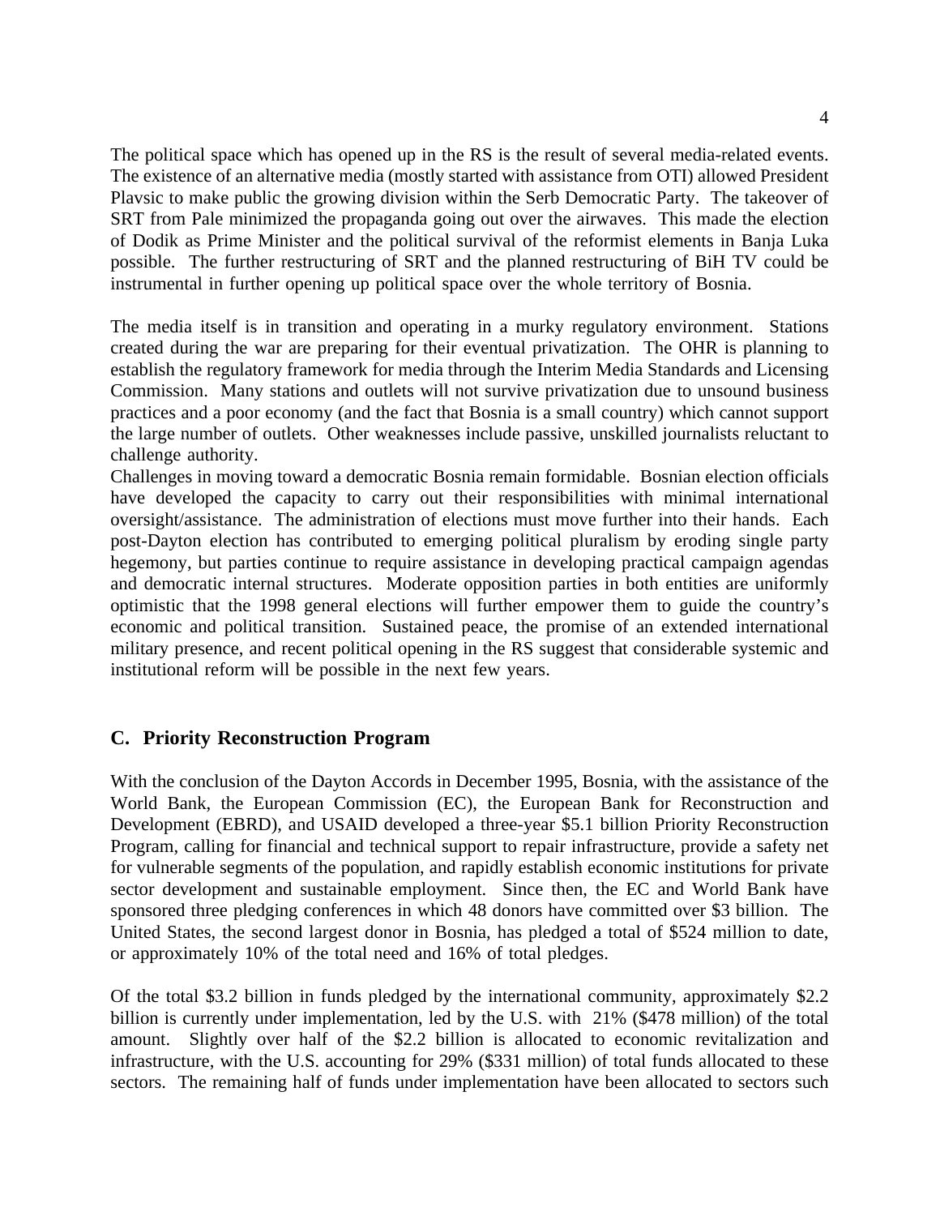The political space which has opened up in the RS is the result of several media-related events. The existence of an alternative media (mostly started with assistance from OTI) allowed President Plavsic to make public the growing division within the Serb Democratic Party. The takeover of SRT from Pale minimized the propaganda going out over the airwaves. This made the election of Dodik as Prime Minister and the political survival of the reformist elements in Banja Luka possible. The further restructuring of SRT and the planned restructuring of BiH TV could be instrumental in further opening up political space over the whole territory of Bosnia.

The media itself is in transition and operating in a murky regulatory environment. Stations created during the war are preparing for their eventual privatization. The OHR is planning to establish the regulatory framework for media through the Interim Media Standards and Licensing Commission. Many stations and outlets will not survive privatization due to unsound business practices and a poor economy (and the fact that Bosnia is a small country) which cannot support the large number of outlets. Other weaknesses include passive, unskilled journalists reluctant to challenge authority.

Challenges in moving toward a democratic Bosnia remain formidable. Bosnian election officials have developed the capacity to carry out their responsibilities with minimal international oversight/assistance. The administration of elections must move further into their hands. Each post-Dayton election has contributed to emerging political pluralism by eroding single party hegemony, but parties continue to require assistance in developing practical campaign agendas and democratic internal structures. Moderate opposition parties in both entities are uniformly optimistic that the 1998 general elections will further empower them to guide the country's economic and political transition. Sustained peace, the promise of an extended international military presence, and recent political opening in the RS suggest that considerable systemic and institutional reform will be possible in the next few years.

## C. Priority Reconstruction Program

With the conclusion of the Dayton Accords in December 1995, Bosnia, with the assistance of the World Bank, the European Commission (EC), the European Bank for Reconstruction and Development (EBRD), and USAID developed a three-year $5.1 billion Priority Reconstruction Program, calling for financial and technical support to repair infrastructure, provide a safety net for vulnerable segments of the population, and rapidly establish economic institutions for private sector development and sustainable employment. Since then, the EC and World Bank have sponsored three pledging conferences in which 48 donors have committed over $3 billion. The United States, the second largest donor in Bosnia, has pledged a total of $524 million to date, or approximately 10% of the total need and 16% of total pledges.

Of the total $3.2 billion in funds pledged by the international community, approximately $2.2 billion is currently under implementation, led by the U.S. with 21% ($478 million) of the total amount. Slightly over half of the $2.2 billion is allocated to economic revitalization and infrastructure, with the U.S. accounting for 29% ($331 million) of total funds allocated to these sectors. The remaining half of funds under implementation have been allocated to sectors such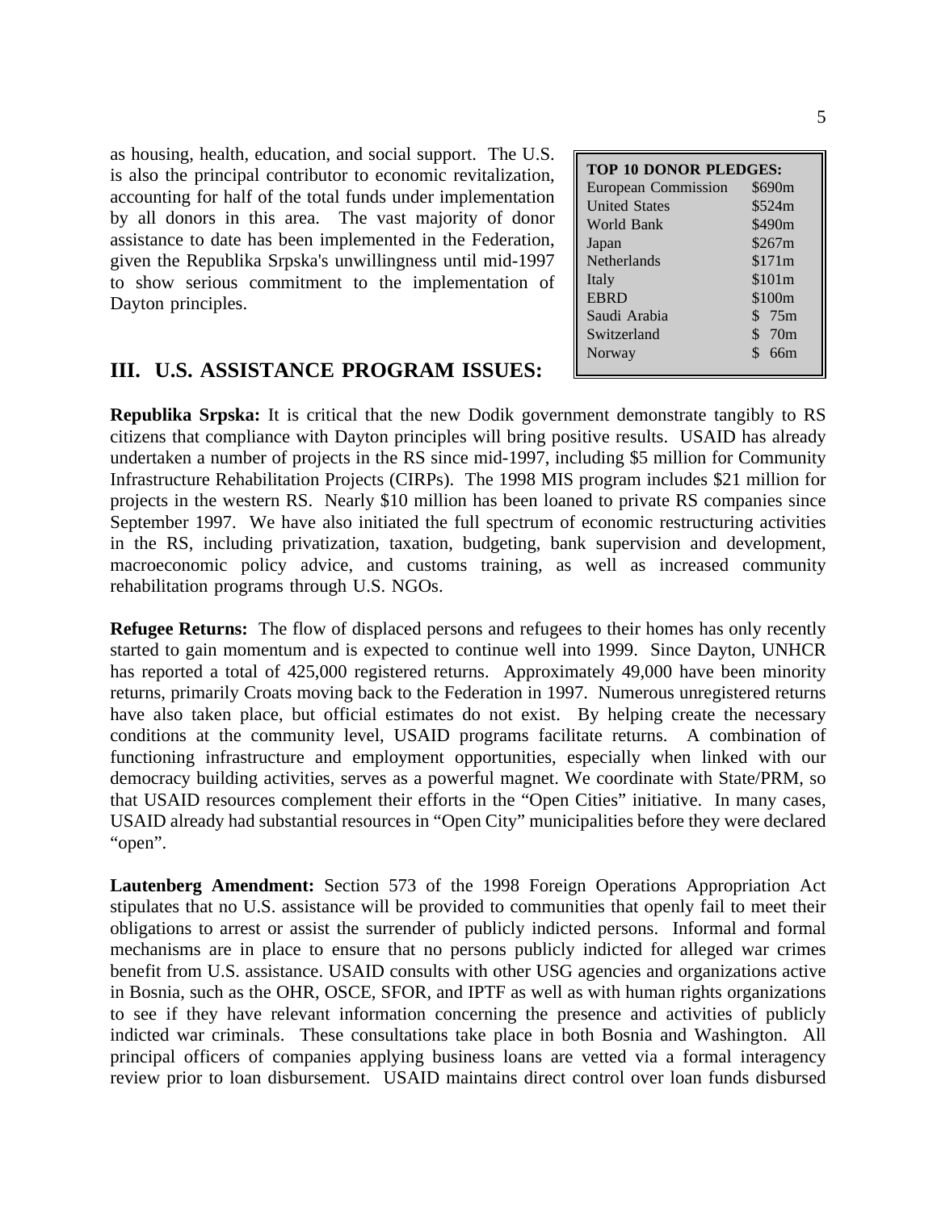as housing, health, education, and social support. The U.S. is also the principal contributor to economic revitalization, accounting for half of the total funds under implementation by all donors in this area. The vast majority of donor assistance to date has been implemented in the Federation, given the Republika Srpska's unwillingness until mid-1997 to show serious commitment to the implementation of Dayton principles.

| TOP 10 DONOR PLEDGES: | |
|---|---|
| European Commission | $690m |
| United States | $524m |
| World Bank | $490m |
| Japan | $267m |
| Netherlands | $171m |
| Italy | $101m |
| EBRD | $100m |
| Saudi Arabia | $ 75m |
| Switzerland | $ 70m |
| Norway | $ 66m |

## III. U.S. ASSISTANCE PROGRAM ISSUES:

**Republika Srpska:** It is critical that the new Dodik government demonstrate tangibly to RS citizens that compliance with Dayton principles will bring positive results. USAID has already undertaken a number of projects in the RS since mid-1997, including $5 million for Community Infrastructure Rehabilitation Projects (CIRPs). The 1998 MIS program includes $21 million for projects in the western RS. Nearly $10 million has been loaned to private RS companies since September 1997. We have also initiated the full spectrum of economic restructuring activities in the RS, including privatization, taxation, budgeting, bank supervision and development, macroeconomic policy advice, and customs training, as well as increased community rehabilitation programs through U.S. NGOs.

**Refugee Returns:** The flow of displaced persons and refugees to their homes has only recently started to gain momentum and is expected to continue well into 1999. Since Dayton, UNHCR has reported a total of 425,000 registered returns. Approximately 49,000 have been minority returns, primarily Croats moving back to the Federation in 1997. Numerous unregistered returns have also taken place, but official estimates do not exist. By helping create the necessary conditions at the community level, USAID programs facilitate returns. A combination of functioning infrastructure and employment opportunities, especially when linked with our democracy building activities, serves as a powerful magnet. We coordinate with State/PRM, so that USAID resources complement their efforts in the "Open Cities" initiative. In many cases, USAID already had substantial resources in "Open City" municipalities before they were declared "open".

**Lautenberg Amendment:** Section 573 of the 1998 Foreign Operations Appropriation Act stipulates that no U.S. assistance will be provided to communities that openly fail to meet their obligations to arrest or assist the surrender of publicly indicted persons. Informal and formal mechanisms are in place to ensure that no persons publicly indicted for alleged war crimes benefit from U.S. assistance. USAID consults with other USG agencies and organizations active in Bosnia, such as the OHR, OSCE, SFOR, and IPTF as well as with human rights organizations to see if they have relevant information concerning the presence and activities of publicly indicted war criminals. These consultations take place in both Bosnia and Washington. All principal officers of companies applying business loans are vetted via a formal interagency review prior to loan disbursement. USAID maintains direct control over loan funds disbursed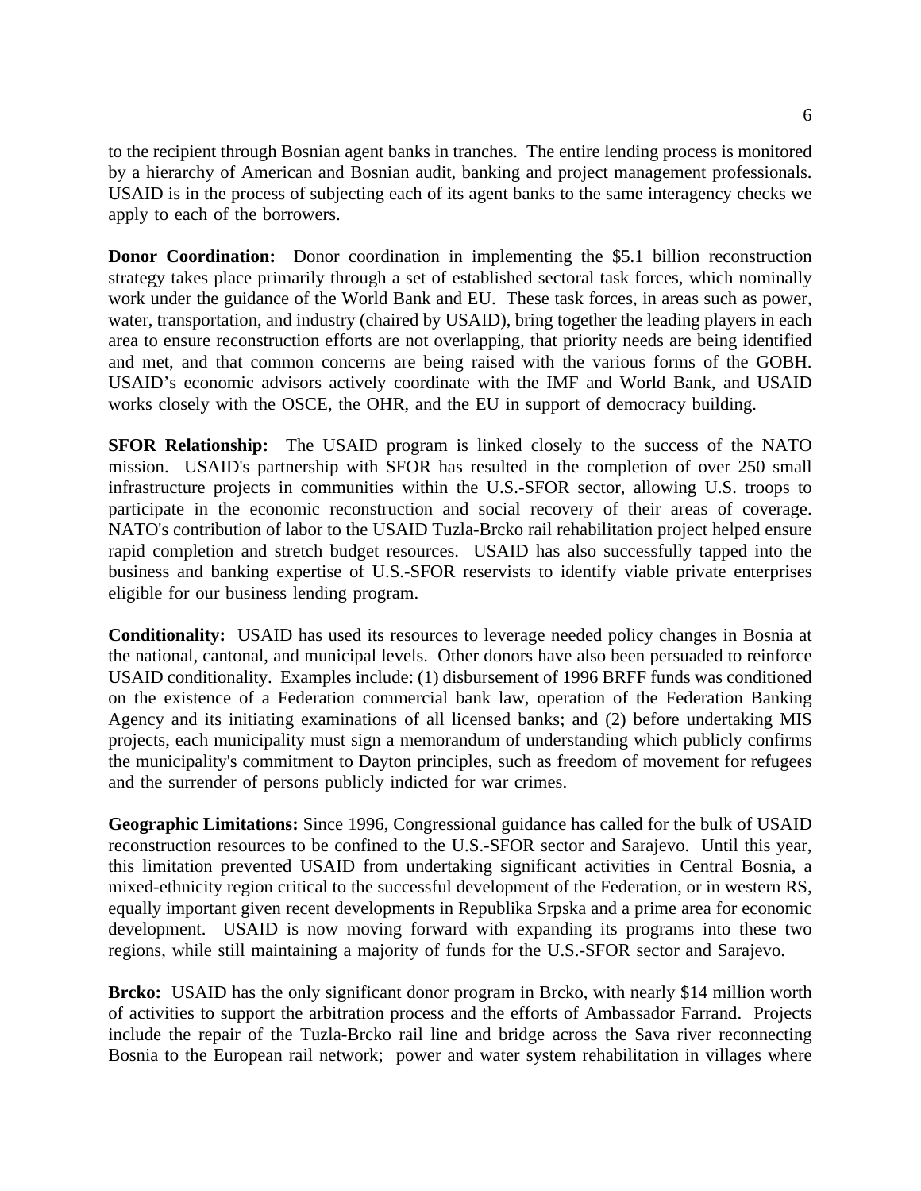to the recipient through Bosnian agent banks in tranches. The entire lending process is monitored by a hierarchy of American and Bosnian audit, banking and project management professionals. USAID is in the process of subjecting each of its agent banks to the same interagency checks we apply to each of the borrowers.

**Donor Coordination:** Donor coordination in implementing the $5.1 billion reconstruction strategy takes place primarily through a set of established sectoral task forces, which nominally work under the guidance of the World Bank and EU. These task forces, in areas such as power, water, transportation, and industry (chaired by USAID), bring together the leading players in each area to ensure reconstruction efforts are not overlapping, that priority needs are being identified and met, and that common concerns are being raised with the various forms of the GOBH. USAID's economic advisors actively coordinate with the IMF and World Bank, and USAID works closely with the OSCE, the OHR, and the EU in support of democracy building.

**SFOR Relationship:** The USAID program is linked closely to the success of the NATO mission. USAID's partnership with SFOR has resulted in the completion of over 250 small infrastructure projects in communities within the U.S.-SFOR sector, allowing U.S. troops to participate in the economic reconstruction and social recovery of their areas of coverage. NATO's contribution of labor to the USAID Tuzla-Brcko rail rehabilitation project helped ensure rapid completion and stretch budget resources. USAID has also successfully tapped into the business and banking expertise of U.S.-SFOR reservists to identify viable private enterprises eligible for our business lending program.

**Conditionality:** USAID has used its resources to leverage needed policy changes in Bosnia at the national, cantonal, and municipal levels. Other donors have also been persuaded to reinforce USAID conditionality. Examples include: (1) disbursement of 1996 BRFF funds was conditioned on the existence of a Federation commercial bank law, operation of the Federation Banking Agency and its initiating examinations of all licensed banks; and (2) before undertaking MIS projects, each municipality must sign a memorandum of understanding which publicly confirms the municipality's commitment to Dayton principles, such as freedom of movement for refugees and the surrender of persons publicly indicted for war crimes.

**Geographic Limitations:** Since 1996, Congressional guidance has called for the bulk of USAID reconstruction resources to be confined to the U.S.-SFOR sector and Sarajevo. Until this year, this limitation prevented USAID from undertaking significant activities in Central Bosnia, a mixed-ethnicity region critical to the successful development of the Federation, or in western RS, equally important given recent developments in Republika Srpska and a prime area for economic development. USAID is now moving forward with expanding its programs into these two regions, while still maintaining a majority of funds for the U.S.-SFOR sector and Sarajevo.

**Brcko:** USAID has the only significant donor program in Brcko, with nearly $14 million worth of activities to support the arbitration process and the efforts of Ambassador Farrand. Projects include the repair of the Tuzla-Brcko rail line and bridge across the Sava river reconnecting Bosnia to the European rail network; power and water system rehabilitation in villages where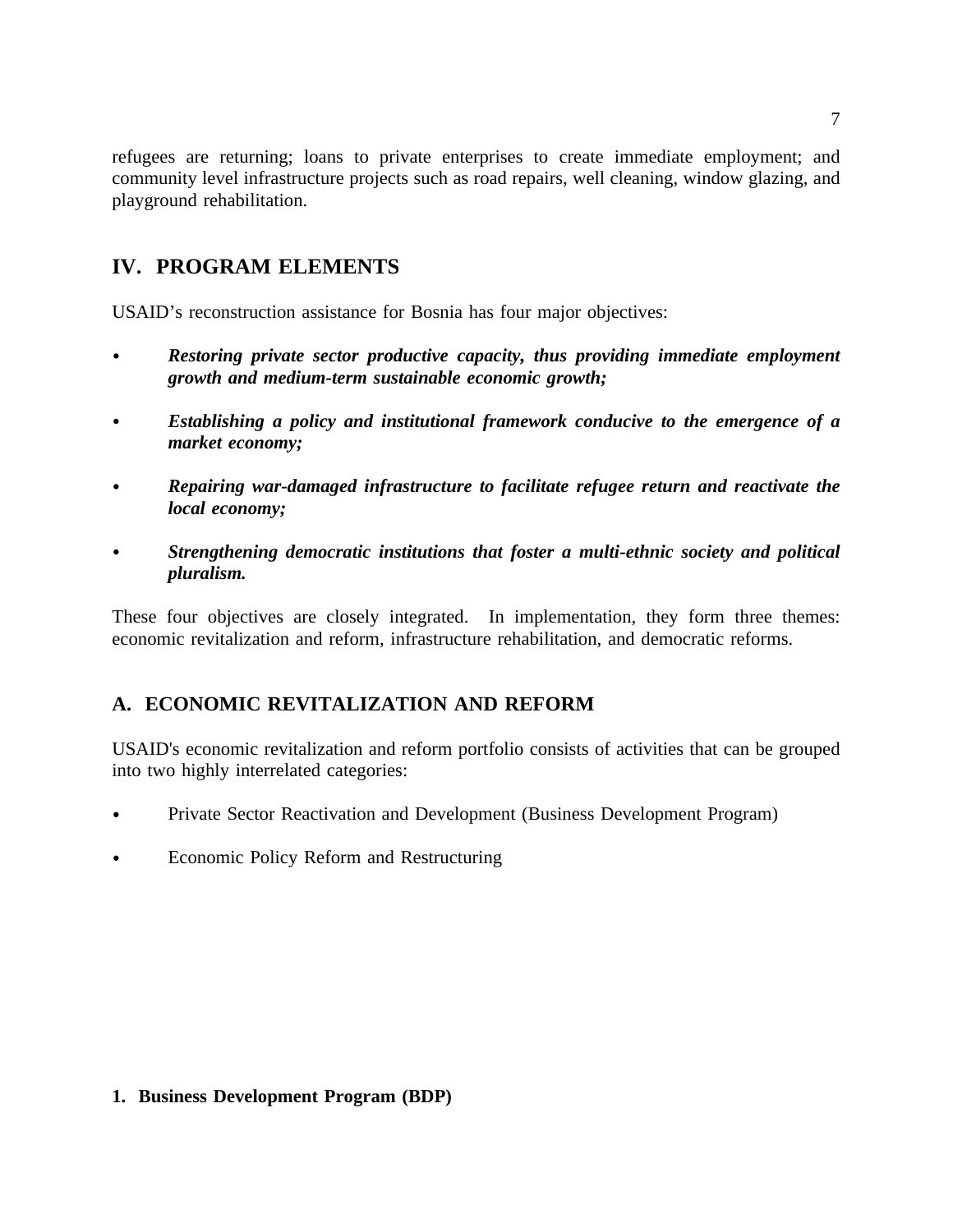refugees are returning; loans to private enterprises to create immediate employment; and community level infrastructure projects such as road repairs, well cleaning, window glazing, and playground rehabilitation.

## IV. PROGRAM ELEMENTS

USAID's reconstruction assistance for Bosnia has four major objectives:

- ***Restoring private sector productive capacity, thus providing immediate employment growth and medium-term sustainable economic growth;***
- ***Establishing a policy and institutional framework conducive to the emergence of a market economy;***
- ***Repairing war-damaged infrastructure to facilitate refugee return and reactivate the local economy;***
- ***Strengthening democratic institutions that foster a multi-ethnic society and political pluralism.***

These four objectives are closely integrated. In implementation, they form three themes: economic revitalization and reform, infrastructure rehabilitation, and democratic reforms.

### A. ECONOMIC REVITALIZATION AND REFORM

USAID's economic revitalization and reform portfolio consists of activities that can be grouped into two highly interrelated categories:

- Private Sector Reactivation and Development (Business Development Program)
- Economic Policy Reform and Restructuring

#### 1. Business Development Program (BDP)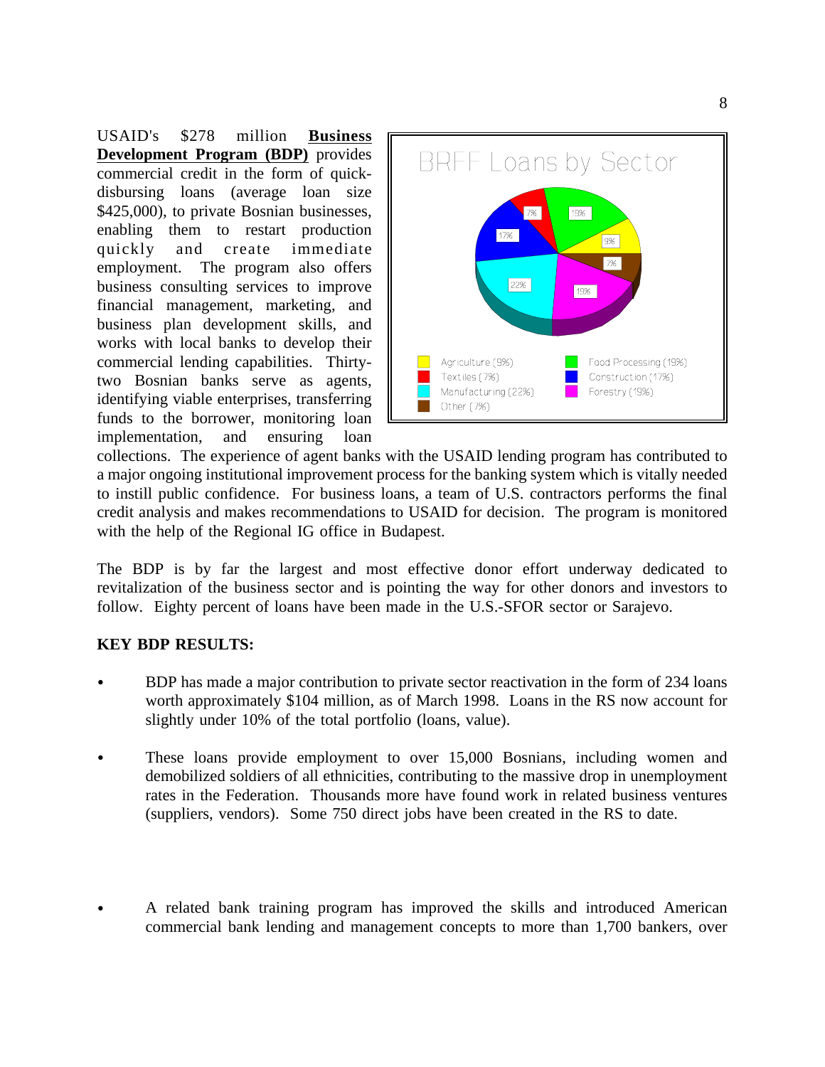USAID's $278 million **Business Development Program (BDP)** provides commercial credit in the form of quick-disbursing loans (average loan size $425,000), to private Bosnian businesses, enabling them to restart production quickly and create immediate employment. The program also offers business consulting services to improve financial management, marketing, and business plan development skills, and works with local banks to develop their commercial lending capabilities. Thirty-two Bosnian banks serve as agents, identifying viable enterprises, transferring funds to the borrower, monitoring loan implementation, and ensuring loan collections. The experience of agent banks with the USAID lending program has contributed to a major ongoing institutional improvement process for the banking system which is vitally needed to instill public confidence. For business loans, a team of U.S. contractors performs the final credit analysis and makes recommendations to USAID for decision. The program is monitored with the help of the Regional IG office in Budapest.

BRFF Loans by Sector

- Agriculture (9%)
- Textiles (7%)
- Manufacturing (22%)
- Other (7%)
- Food Processing (19%)
- Construction (17%)
- Forestry (19%)

The BDP is by far the largest and most effective donor effort underway dedicated to revitalization of the business sector and is pointing the way for other donors and investors to follow. Eighty percent of loans have been made in the U.S.-SFOR sector or Sarajevo.

**KEY BDP RESULTS:**

- BDP has made a major contribution to private sector reactivation in the form of 234 loans worth approximately $104 million, as of March 1998. Loans in the RS now account for slightly under 10% of the total portfolio (loans, value).

- These loans provide employment to over 15,000 Bosnians, including women and demobilized soldiers of all ethnicities, contributing to the massive drop in unemployment rates in the Federation. Thousands more have found work in related business ventures (suppliers, vendors). Some 750 direct jobs have been created in the RS to date.

- A related bank training program has improved the skills and introduced American commercial bank lending and management concepts to more than 1,700 bankers, over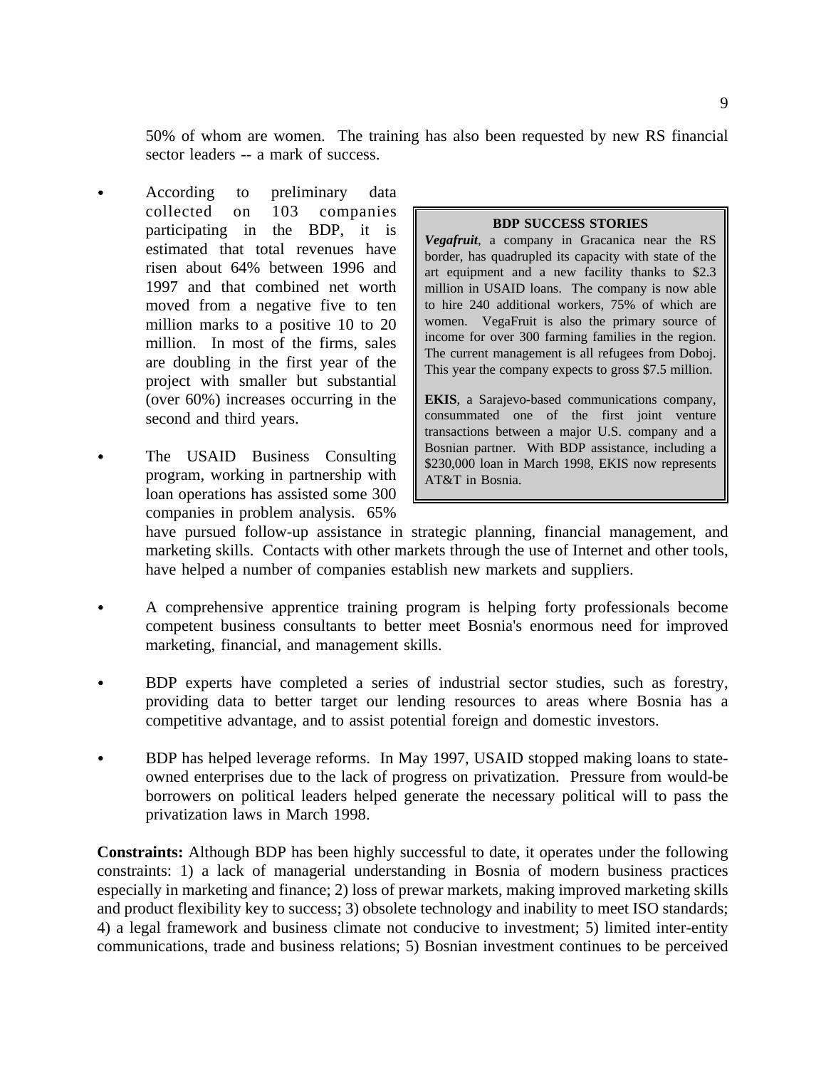50% of whom are women. The training has also been requested by new RS financial sector leaders -- a mark of success.

- According to preliminary data collected on 103 companies participating in the BDP, it is estimated that total revenues have risen about 64% between 1996 and 1997 and that combined net worth moved from a negative five to ten million marks to a positive 10 to 20 million. In most of the firms, sales are doubling in the first year of the project with smaller but substantial (over 60%) increases occurring in the second and third years.

- The USAID Business Consulting program, working in partnership with loan operations has assisted some 300 companies in problem analysis. 65% have pursued follow-up assistance in strategic planning, financial management, and marketing skills. Contacts with other markets through the use of Internet and other tools, have helped a number of companies establish new markets and suppliers.

> **BDP SUCCESS STORIES**
>
> ***Vegafruit***, a company in Gracanica near the RS border, has quadrupled its capacity with state of the art equipment and a new facility thanks to $2.3 million in USAID loans. The company is now able to hire 240 additional workers, 75% of which are women. VegaFruit is also the primary source of income for over 300 farming families in the region. The current management is all refugees from Doboj. This year the company expects to gross $7.5 million.
>
> **EKIS**, a Sarajevo-based communications company, consummated one of the first joint venture transactions between a major U.S. company and a Bosnian partner. With BDP assistance, including a $230,000 loan in March 1998, EKIS now represents AT&T in Bosnia.

- A comprehensive apprentice training program is helping forty professionals become competent business consultants to better meet Bosnia's enormous need for improved marketing, financial, and management skills.

- BDP experts have completed a series of industrial sector studies, such as forestry, providing data to better target our lending resources to areas where Bosnia has a competitive advantage, and to assist potential foreign and domestic investors.

- BDP has helped leverage reforms. In May 1997, USAID stopped making loans to state-owned enterprises due to the lack of progress on privatization. Pressure from would-be borrowers on political leaders helped generate the necessary political will to pass the privatization laws in March 1998.

**Constraints:** Although BDP has been highly successful to date, it operates under the following constraints: 1) a lack of managerial understanding in Bosnia of modern business practices especially in marketing and finance; 2) loss of prewar markets, making improved marketing skills and product flexibility key to success; 3) obsolete technology and inability to meet ISO standards; 4) a legal framework and business climate not conducive to investment; 5) limited inter-entity communications, trade and business relations; 5) Bosnian investment continues to be perceived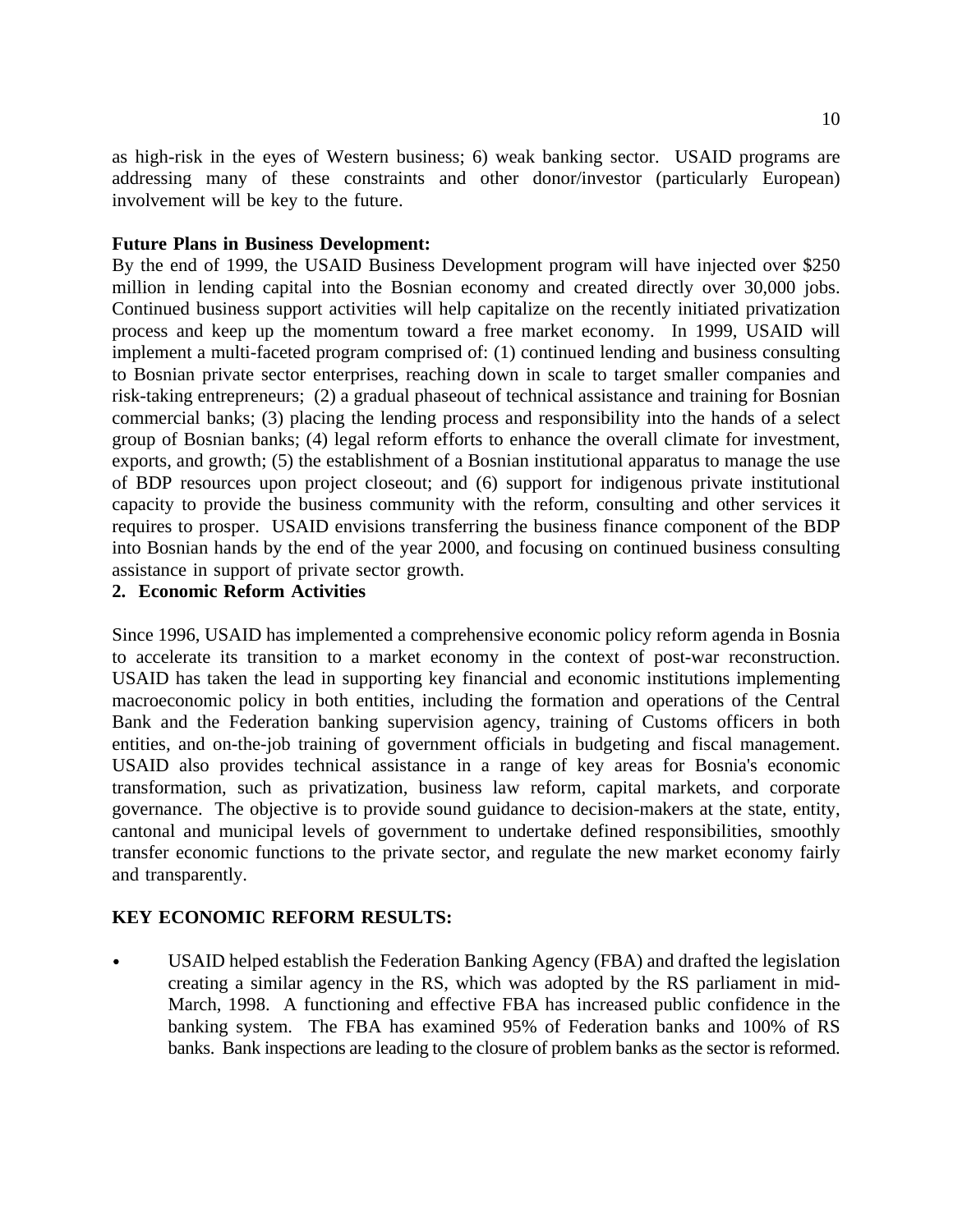as high-risk in the eyes of Western business; 6) weak banking sector. USAID programs are addressing many of these constraints and other donor/investor (particularly European) involvement will be key to the future.

**Future Plans in Business Development:**
By the end of 1999, the USAID Business Development program will have injected over $250 million in lending capital into the Bosnian economy and created directly over 30,000 jobs. Continued business support activities will help capitalize on the recently initiated privatization process and keep up the momentum toward a free market economy. In 1999, USAID will implement a multi-faceted program comprised of: (1) continued lending and business consulting to Bosnian private sector enterprises, reaching down in scale to target smaller companies and risk-taking entrepreneurs; (2) a gradual phaseout of technical assistance and training for Bosnian commercial banks; (3) placing the lending process and responsibility into the hands of a select group of Bosnian banks; (4) legal reform efforts to enhance the overall climate for investment, exports, and growth; (5) the establishment of a Bosnian institutional apparatus to manage the use of BDP resources upon project closeout; and (6) support for indigenous private institutional capacity to provide the business community with the reform, consulting and other services it requires to prosper. USAID envisions transferring the business finance component of the BDP into Bosnian hands by the end of the year 2000, and focusing on continued business consulting assistance in support of private sector growth.

**2. Economic Reform Activities**

Since 1996, USAID has implemented a comprehensive economic policy reform agenda in Bosnia to accelerate its transition to a market economy in the context of post-war reconstruction. USAID has taken the lead in supporting key financial and economic institutions implementing macroeconomic policy in both entities, including the formation and operations of the Central Bank and the Federation banking supervision agency, training of Customs officers in both entities, and on-the-job training of government officials in budgeting and fiscal management. USAID also provides technical assistance in a range of key areas for Bosnia's economic transformation, such as privatization, business law reform, capital markets, and corporate governance. The objective is to provide sound guidance to decision-makers at the state, entity, cantonal and municipal levels of government to undertake defined responsibilities, smoothly transfer economic functions to the private sector, and regulate the new market economy fairly and transparently.

**KEY ECONOMIC REFORM RESULTS:**

- USAID helped establish the Federation Banking Agency (FBA) and drafted the legislation creating a similar agency in the RS, which was adopted by the RS parliament in mid-March, 1998. A functioning and effective FBA has increased public confidence in the banking system. The FBA has examined 95% of Federation banks and 100% of RS banks. Bank inspections are leading to the closure of problem banks as the sector is reformed.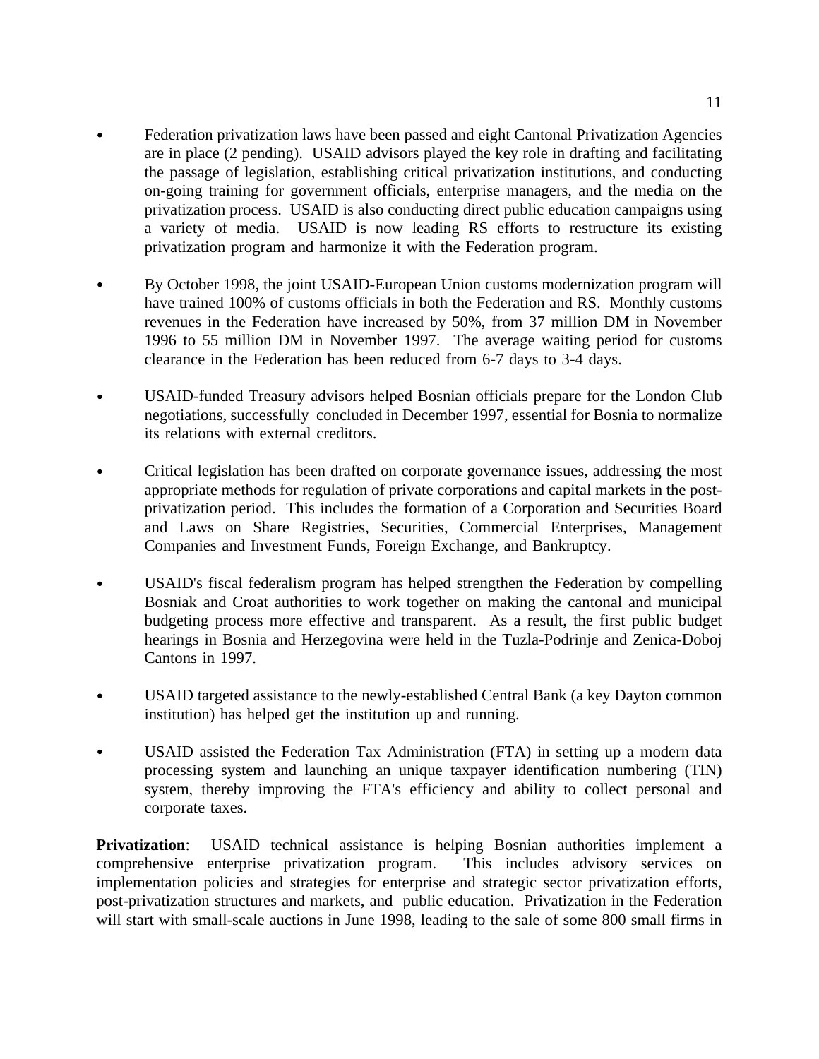- Federation privatization laws have been passed and eight Cantonal Privatization Agencies are in place (2 pending). USAID advisors played the key role in drafting and facilitating the passage of legislation, establishing critical privatization institutions, and conducting on-going training for government officials, enterprise managers, and the media on the privatization process. USAID is also conducting direct public education campaigns using a variety of media. USAID is now leading RS efforts to restructure its existing privatization program and harmonize it with the Federation program.

- By October 1998, the joint USAID-European Union customs modernization program will have trained 100% of customs officials in both the Federation and RS. Monthly customs revenues in the Federation have increased by 50%, from 37 million DM in November 1996 to 55 million DM in November 1997. The average waiting period for customs clearance in the Federation has been reduced from 6-7 days to 3-4 days.

- USAID-funded Treasury advisors helped Bosnian officials prepare for the London Club negotiations, successfully concluded in December 1997, essential for Bosnia to normalize its relations with external creditors.

- Critical legislation has been drafted on corporate governance issues, addressing the most appropriate methods for regulation of private corporations and capital markets in the post-privatization period. This includes the formation of a Corporation and Securities Board and Laws on Share Registries, Securities, Commercial Enterprises, Management Companies and Investment Funds, Foreign Exchange, and Bankruptcy.

- USAID's fiscal federalism program has helped strengthen the Federation by compelling Bosniak and Croat authorities to work together on making the cantonal and municipal budgeting process more effective and transparent. As a result, the first public budget hearings in Bosnia and Herzegovina were held in the Tuzla-Podrinje and Zenica-Doboj Cantons in 1997.

- USAID targeted assistance to the newly-established Central Bank (a key Dayton common institution) has helped get the institution up and running.

- USAID assisted the Federation Tax Administration (FTA) in setting up a modern data processing system and launching an unique taxpayer identification numbering (TIN) system, thereby improving the FTA's efficiency and ability to collect personal and corporate taxes.

**Privatization**: USAID technical assistance is helping Bosnian authorities implement a comprehensive enterprise privatization program. This includes advisory services on implementation policies and strategies for enterprise and strategic sector privatization efforts, post-privatization structures and markets, and public education. Privatization in the Federation will start with small-scale auctions in June 1998, leading to the sale of some 800 small firms in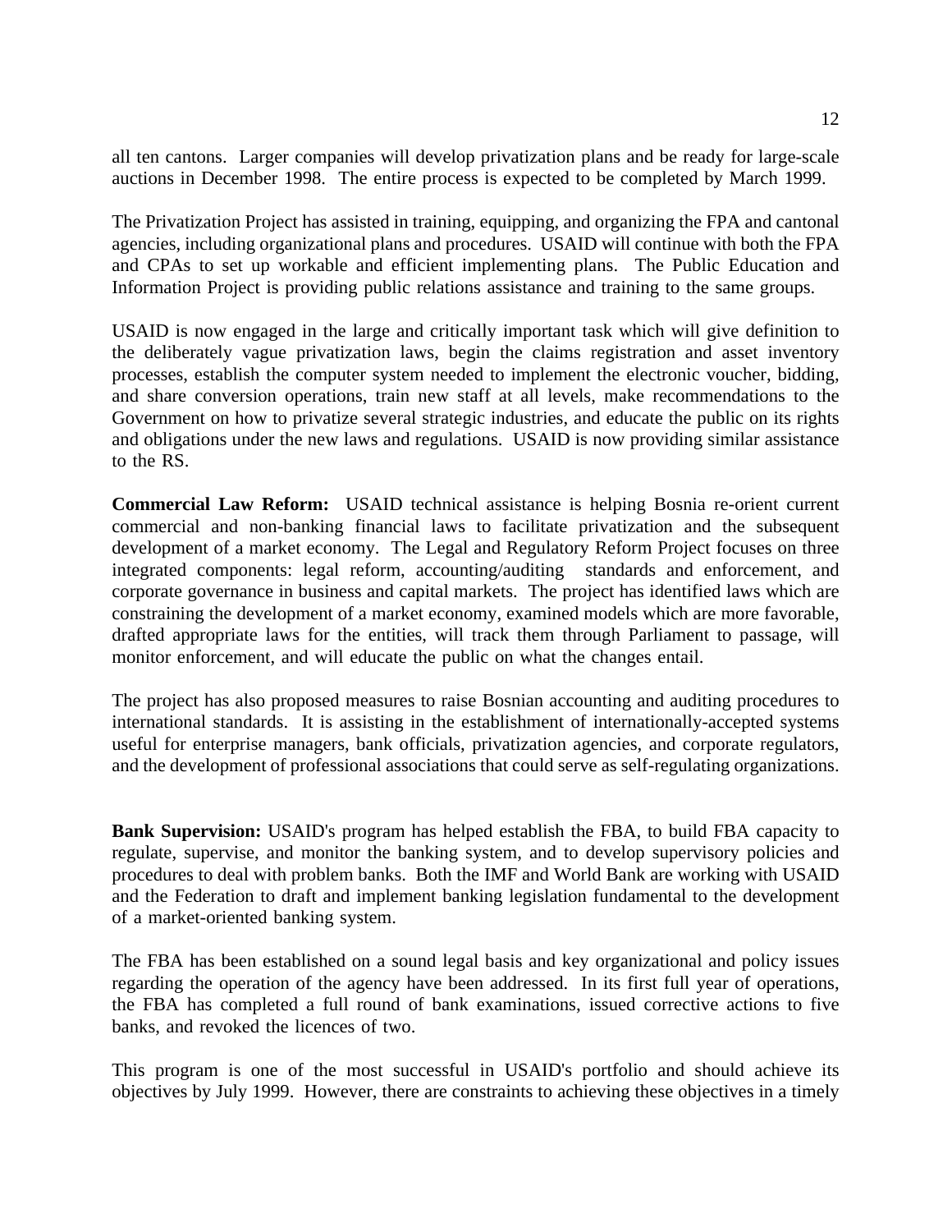all ten cantons. Larger companies will develop privatization plans and be ready for large-scale auctions in December 1998. The entire process is expected to be completed by March 1999.

The Privatization Project has assisted in training, equipping, and organizing the FPA and cantonal agencies, including organizational plans and procedures. USAID will continue with both the FPA and CPAs to set up workable and efficient implementing plans. The Public Education and Information Project is providing public relations assistance and training to the same groups.

USAID is now engaged in the large and critically important task which will give definition to the deliberately vague privatization laws, begin the claims registration and asset inventory processes, establish the computer system needed to implement the electronic voucher, bidding, and share conversion operations, train new staff at all levels, make recommendations to the Government on how to privatize several strategic industries, and educate the public on its rights and obligations under the new laws and regulations. USAID is now providing similar assistance to the RS.

**Commercial Law Reform:** USAID technical assistance is helping Bosnia re-orient current commercial and non-banking financial laws to facilitate privatization and the subsequent development of a market economy. The Legal and Regulatory Reform Project focuses on three integrated components: legal reform, accounting/auditing standards and enforcement, and corporate governance in business and capital markets. The project has identified laws which are constraining the development of a market economy, examined models which are more favorable, drafted appropriate laws for the entities, will track them through Parliament to passage, will monitor enforcement, and will educate the public on what the changes entail.

The project has also proposed measures to raise Bosnian accounting and auditing procedures to international standards. It is assisting in the establishment of internationally-accepted systems useful for enterprise managers, bank officials, privatization agencies, and corporate regulators, and the development of professional associations that could serve as self-regulating organizations.

**Bank Supervision:** USAID's program has helped establish the FBA, to build FBA capacity to regulate, supervise, and monitor the banking system, and to develop supervisory policies and procedures to deal with problem banks. Both the IMF and World Bank are working with USAID and the Federation to draft and implement banking legislation fundamental to the development of a market-oriented banking system.

The FBA has been established on a sound legal basis and key organizational and policy issues regarding the operation of the agency have been addressed. In its first full year of operations, the FBA has completed a full round of bank examinations, issued corrective actions to five banks, and revoked the licences of two.

This program is one of the most successful in USAID's portfolio and should achieve its objectives by July 1999. However, there are constraints to achieving these objectives in a timely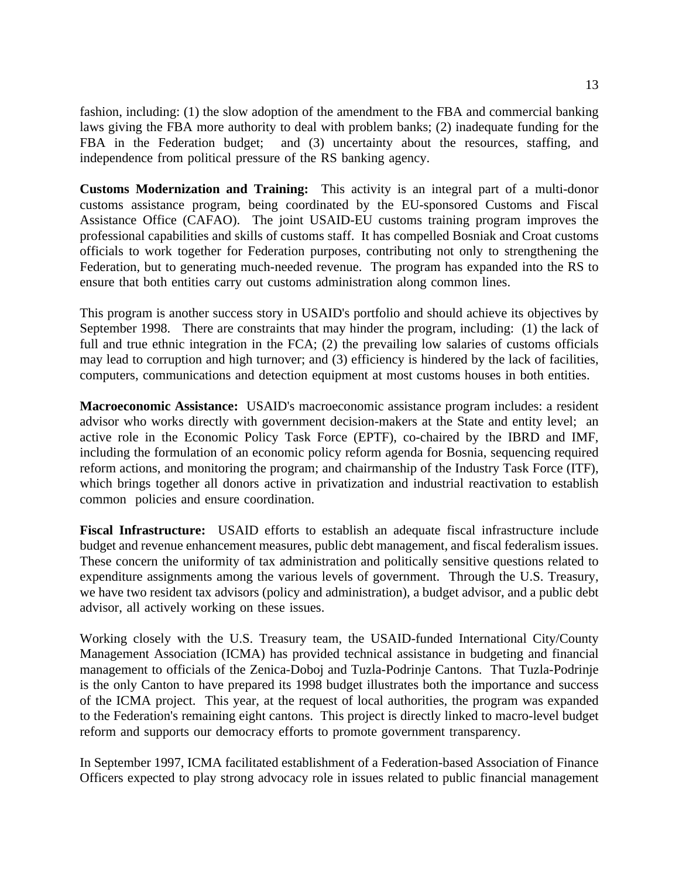fashion, including: (1) the slow adoption of the amendment to the FBA and commercial banking laws giving the FBA more authority to deal with problem banks; (2) inadequate funding for the FBA in the Federation budget; and (3) uncertainty about the resources, staffing, and independence from political pressure of the RS banking agency.

**Customs Modernization and Training:** This activity is an integral part of a multi-donor customs assistance program, being coordinated by the EU-sponsored Customs and Fiscal Assistance Office (CAFAO). The joint USAID-EU customs training program improves the professional capabilities and skills of customs staff. It has compelled Bosniak and Croat customs officials to work together for Federation purposes, contributing not only to strengthening the Federation, but to generating much-needed revenue. The program has expanded into the RS to ensure that both entities carry out customs administration along common lines.

This program is another success story in USAID's portfolio and should achieve its objectives by September 1998. There are constraints that may hinder the program, including: (1) the lack of full and true ethnic integration in the FCA; (2) the prevailing low salaries of customs officials may lead to corruption and high turnover; and (3) efficiency is hindered by the lack of facilities, computers, communications and detection equipment at most customs houses in both entities.

**Macroeconomic Assistance:** USAID's macroeconomic assistance program includes: a resident advisor who works directly with government decision-makers at the State and entity level; an active role in the Economic Policy Task Force (EPTF), co-chaired by the IBRD and IMF, including the formulation of an economic policy reform agenda for Bosnia, sequencing required reform actions, and monitoring the program; and chairmanship of the Industry Task Force (ITF), which brings together all donors active in privatization and industrial reactivation to establish common policies and ensure coordination.

**Fiscal Infrastructure:** USAID efforts to establish an adequate fiscal infrastructure include budget and revenue enhancement measures, public debt management, and fiscal federalism issues. These concern the uniformity of tax administration and politically sensitive questions related to expenditure assignments among the various levels of government. Through the U.S. Treasury, we have two resident tax advisors (policy and administration), a budget advisor, and a public debt advisor, all actively working on these issues.

Working closely with the U.S. Treasury team, the USAID-funded International City/County Management Association (ICMA) has provided technical assistance in budgeting and financial management to officials of the Zenica-Doboj and Tuzla-Podrinje Cantons. That Tuzla-Podrinje is the only Canton to have prepared its 1998 budget illustrates both the importance and success of the ICMA project. This year, at the request of local authorities, the program was expanded to the Federation's remaining eight cantons. This project is directly linked to macro-level budget reform and supports our democracy efforts to promote government transparency.

In September 1997, ICMA facilitated establishment of a Federation-based Association of Finance Officers expected to play strong advocacy role in issues related to public financial management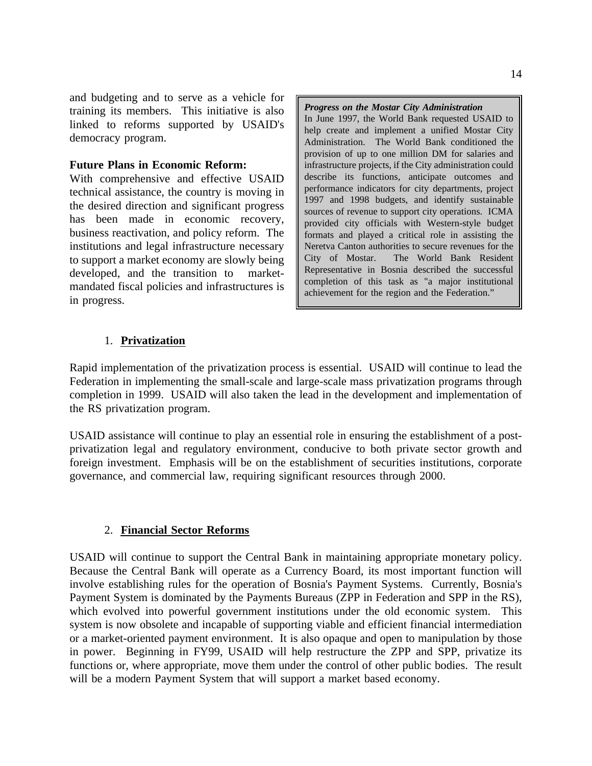and budgeting and to serve as a vehicle for training its members. This initiative is also linked to reforms supported by USAID's democracy program.

**Future Plans in Economic Reform:**

With comprehensive and effective USAID technical assistance, the country is moving in the desired direction and significant progress has been made in economic recovery, business reactivation, and policy reform. The institutions and legal infrastructure necessary to support a market economy are slowly being developed, and the transition to market-mandated fiscal policies and infrastructures is in progress.

> ***Progress on the Mostar City Administration***
> In June 1997, the World Bank requested USAID to help create and implement a unified Mostar City Administration. The World Bank conditioned the provision of up to one million DM for salaries and infrastructure projects, if the City administration could describe its functions, anticipate outcomes and performance indicators for city departments, project 1997 and 1998 budgets, and identify sustainable sources of revenue to support city operations. ICMA provided city officials with Western-style budget formats and played a critical role in assisting the Neretva Canton authorities to secure revenues for the City of Mostar. The World Bank Resident Representative in Bosnia described the successful completion of this task as "a major institutional achievement for the region and the Federation."

1. **Privatization**

Rapid implementation of the privatization process is essential. USAID will continue to lead the Federation in implementing the small-scale and large-scale mass privatization programs through completion in 1999. USAID will also taken the lead in the development and implementation of the RS privatization program.

USAID assistance will continue to play an essential role in ensuring the establishment of a post-privatization legal and regulatory environment, conducive to both private sector growth and foreign investment. Emphasis will be on the establishment of securities institutions, corporate governance, and commercial law, requiring significant resources through 2000.

2. **Financial Sector Reforms**

USAID will continue to support the Central Bank in maintaining appropriate monetary policy. Because the Central Bank will operate as a Currency Board, its most important function will involve establishing rules for the operation of Bosnia's Payment Systems. Currently, Bosnia's Payment System is dominated by the Payments Bureaus (ZPP in Federation and SPP in the RS), which evolved into powerful government institutions under the old economic system. This system is now obsolete and incapable of supporting viable and efficient financial intermediation or a market-oriented payment environment. It is also opaque and open to manipulation by those in power. Beginning in FY99, USAID will help restructure the ZPP and SPP, privatize its functions or, where appropriate, move them under the control of other public bodies. The result will be a modern Payment System that will support a market based economy.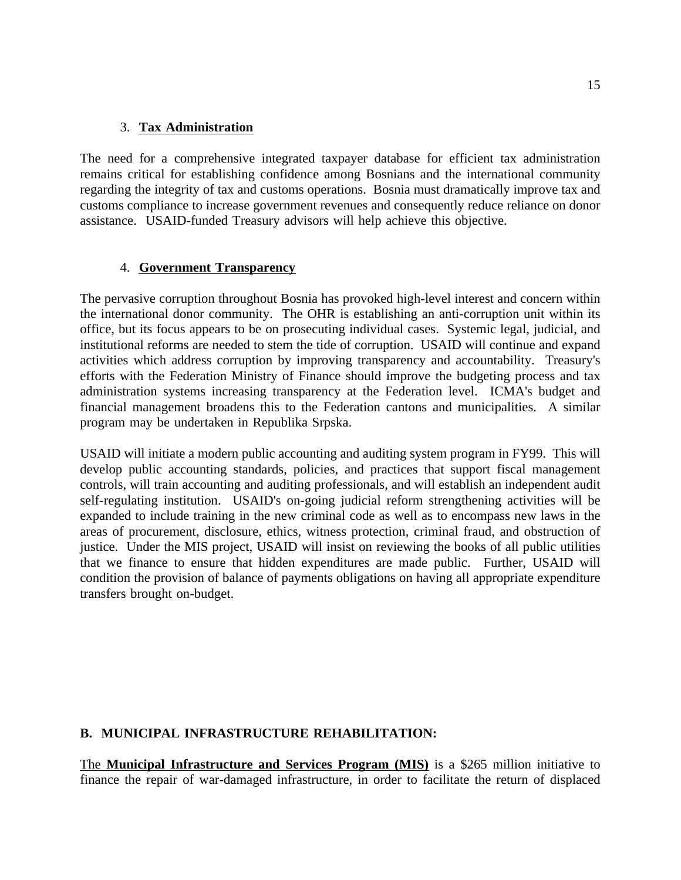### 3. **Tax Administration**

The need for a comprehensive integrated taxpayer database for efficient tax administration remains critical for establishing confidence among Bosnians and the international community regarding the integrity of tax and customs operations. Bosnia must dramatically improve tax and customs compliance to increase government revenues and consequently reduce reliance on donor assistance. USAID-funded Treasury advisors will help achieve this objective.

### 4. **Government Transparency**

The pervasive corruption throughout Bosnia has provoked high-level interest and concern within the international donor community. The OHR is establishing an anti-corruption unit within its office, but its focus appears to be on prosecuting individual cases. Systemic legal, judicial, and institutional reforms are needed to stem the tide of corruption. USAID will continue and expand activities which address corruption by improving transparency and accountability. Treasury's efforts with the Federation Ministry of Finance should improve the budgeting process and tax administration systems increasing transparency at the Federation level. ICMA's budget and financial management broadens this to the Federation cantons and municipalities. A similar program may be undertaken in Republika Srpska.

USAID will initiate a modern public accounting and auditing system program in FY99. This will develop public accounting standards, policies, and practices that support fiscal management controls, will train accounting and auditing professionals, and will establish an independent audit self-regulating institution. USAID's on-going judicial reform strengthening activities will be expanded to include training in the new criminal code as well as to encompass new laws in the areas of procurement, disclosure, ethics, witness protection, criminal fraud, and obstruction of justice. Under the MIS project, USAID will insist on reviewing the books of all public utilities that we finance to ensure that hidden expenditures are made public. Further, USAID will condition the provision of balance of payments obligations on having all appropriate expenditure transfers brought on-budget.

## B. MUNICIPAL INFRASTRUCTURE REHABILITATION:

The **Municipal Infrastructure and Services Program (MIS)** is a $265 million initiative to finance the repair of war-damaged infrastructure, in order to facilitate the return of displaced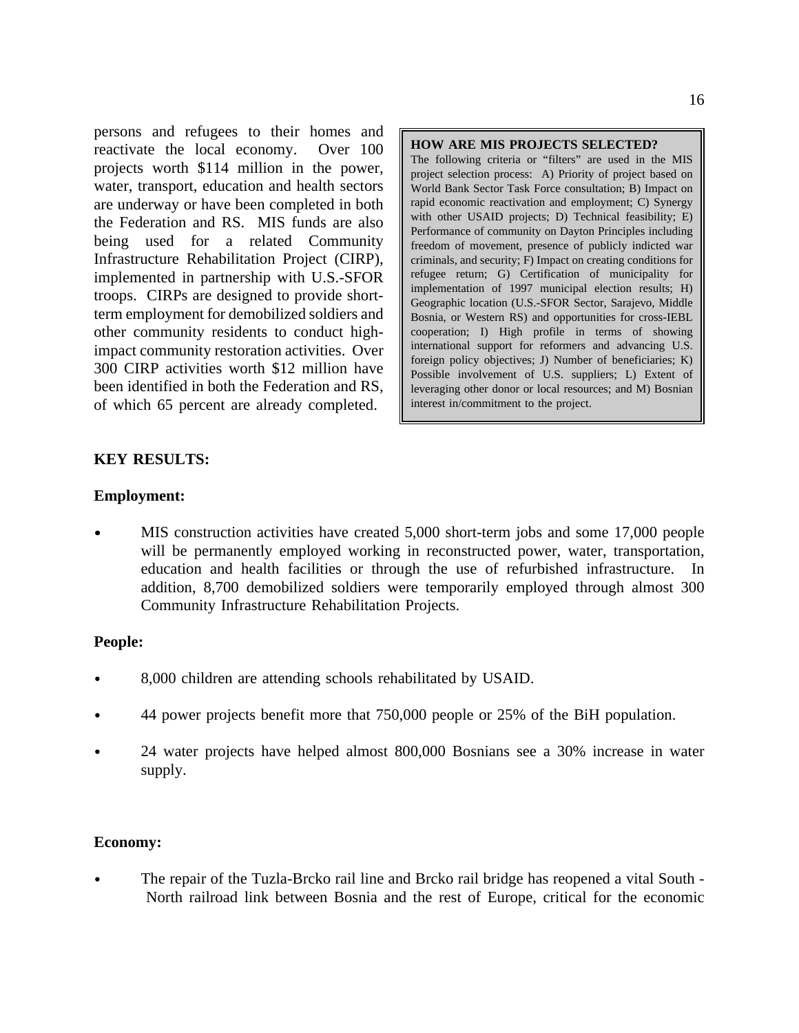persons and refugees to their homes and reactivate the local economy. Over 100 projects worth $114 million in the power, water, transport, education and health sectors are underway or have been completed in both the Federation and RS. MIS funds are also being used for a related Community Infrastructure Rehabilitation Project (CIRP), implemented in partnership with U.S.-SFOR troops. CIRPs are designed to provide short-term employment for demobilized soldiers and other community residents to conduct high-impact community restoration activities. Over 300 CIRP activities worth $12 million have been identified in both the Federation and RS, of which 65 percent are already completed.

**HOW ARE MIS PROJECTS SELECTED?**
The following criteria or "filters" are used in the MIS project selection process: A) Priority of project based on World Bank Sector Task Force consultation; B) Impact on rapid economic reactivation and employment; C) Synergy with other USAID projects; D) Technical feasibility; E) Performance of community on Dayton Principles including freedom of movement, presence of publicly indicted war criminals, and security; F) Impact on creating conditions for refugee return; G) Certification of municipality for implementation of 1997 municipal election results; H) Geographic location (U.S.-SFOR Sector, Sarajevo, Middle Bosnia, or Western RS) and opportunities for cross-IEBL cooperation; I) High profile in terms of showing international support for reformers and advancing U.S. foreign policy objectives; J) Number of beneficiaries; K) Possible involvement of U.S. suppliers; L) Extent of leveraging other donor or local resources; and M) Bosnian interest in/commitment to the project.

**KEY RESULTS:**

**Employment:**

- MIS construction activities have created 5,000 short-term jobs and some 17,000 people will be permanently employed working in reconstructed power, water, transportation, education and health facilities or through the use of refurbished infrastructure. In addition, 8,700 demobilized soldiers were temporarily employed through almost 300 Community Infrastructure Rehabilitation Projects.

**People:**

- 8,000 children are attending schools rehabilitated by USAID.
- 44 power projects benefit more that 750,000 people or 25% of the BiH population.
- 24 water projects have helped almost 800,000 Bosnians see a 30% increase in water supply.

**Economy:**

- The repair of the Tuzla-Brcko rail line and Brcko rail bridge has reopened a vital South - North railroad link between Bosnia and the rest of Europe, critical for the economic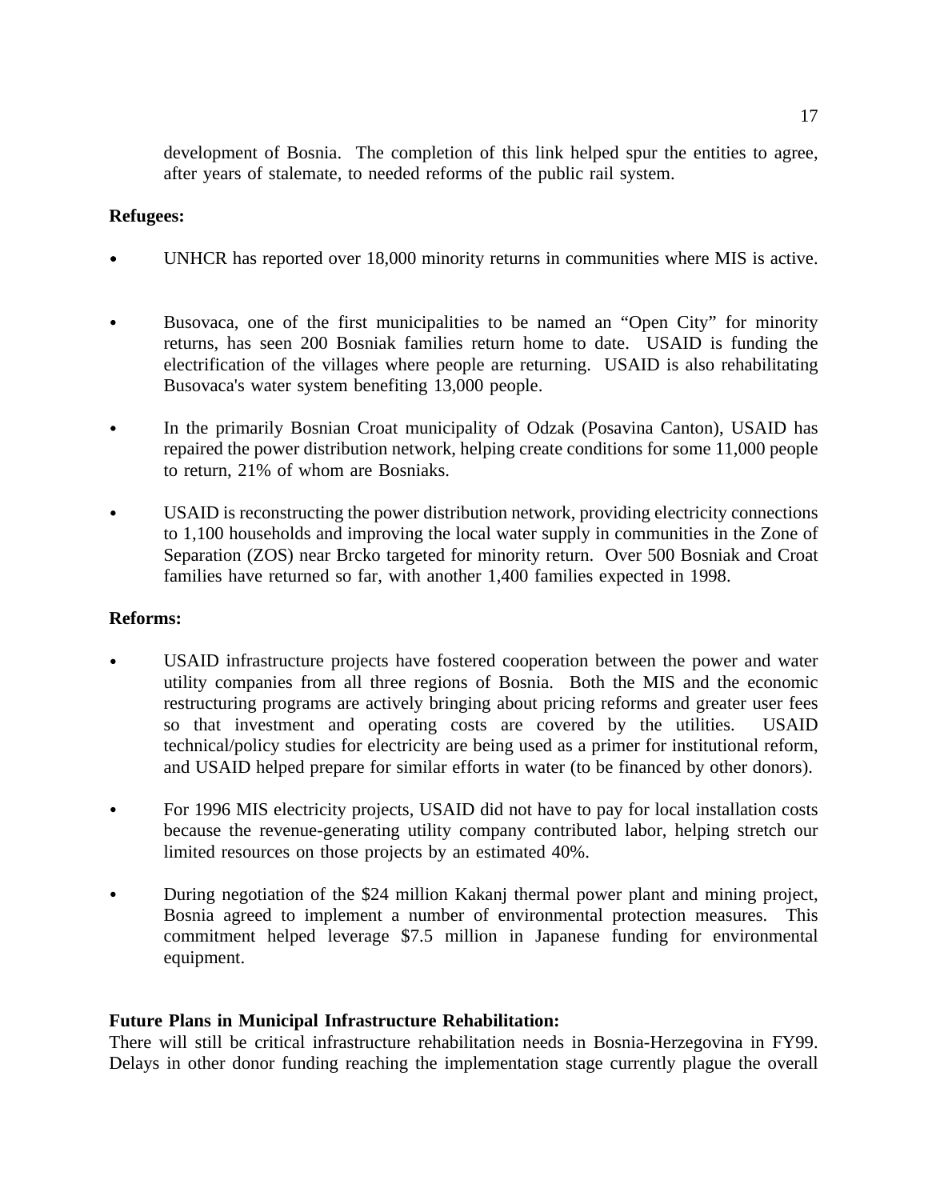development of Bosnia. The completion of this link helped spur the entities to agree, after years of stalemate, to needed reforms of the public rail system.

**Refugees:**

- UNHCR has reported over 18,000 minority returns in communities where MIS is active.

- Busovaca, one of the first municipalities to be named an "Open City" for minority returns, has seen 200 Bosniak families return home to date. USAID is funding the electrification of the villages where people are returning. USAID is also rehabilitating Busovaca's water system benefiting 13,000 people.

- In the primarily Bosnian Croat municipality of Odzak (Posavina Canton), USAID has repaired the power distribution network, helping create conditions for some 11,000 people to return, 21% of whom are Bosniaks.

- USAID is reconstructing the power distribution network, providing electricity connections to 1,100 households and improving the local water supply in communities in the Zone of Separation (ZOS) near Brcko targeted for minority return. Over 500 Bosniak and Croat families have returned so far, with another 1,400 families expected in 1998.

**Reforms:**

- USAID infrastructure projects have fostered cooperation between the power and water utility companies from all three regions of Bosnia. Both the MIS and the economic restructuring programs are actively bringing about pricing reforms and greater user fees so that investment and operating costs are covered by the utilities. USAID technical/policy studies for electricity are being used as a primer for institutional reform, and USAID helped prepare for similar efforts in water (to be financed by other donors).

- For 1996 MIS electricity projects, USAID did not have to pay for local installation costs because the revenue-generating utility company contributed labor, helping stretch our limited resources on those projects by an estimated 40%.

- During negotiation of the $24 million Kakanj thermal power plant and mining project, Bosnia agreed to implement a number of environmental protection measures. This commitment helped leverage $7.5 million in Japanese funding for environmental equipment.

**Future Plans in Municipal Infrastructure Rehabilitation:**

There will still be critical infrastructure rehabilitation needs in Bosnia-Herzegovina in FY99. Delays in other donor funding reaching the implementation stage currently plague the overall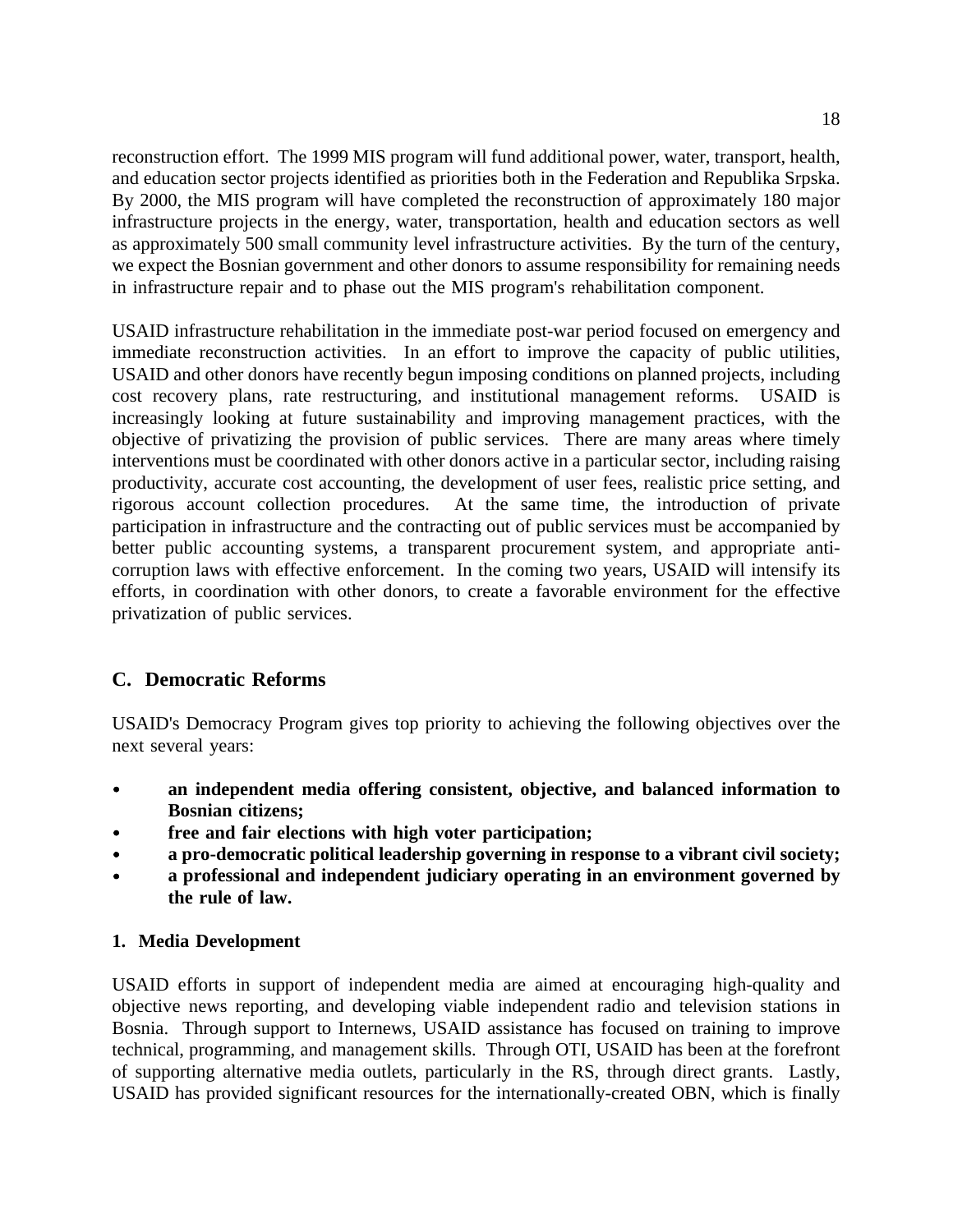reconstruction effort. The 1999 MIS program will fund additional power, water, transport, health, and education sector projects identified as priorities both in the Federation and Republika Srpska. By 2000, the MIS program will have completed the reconstruction of approximately 180 major infrastructure projects in the energy, water, transportation, health and education sectors as well as approximately 500 small community level infrastructure activities. By the turn of the century, we expect the Bosnian government and other donors to assume responsibility for remaining needs in infrastructure repair and to phase out the MIS program's rehabilitation component.

USAID infrastructure rehabilitation in the immediate post-war period focused on emergency and immediate reconstruction activities. In an effort to improve the capacity of public utilities, USAID and other donors have recently begun imposing conditions on planned projects, including cost recovery plans, rate restructuring, and institutional management reforms. USAID is increasingly looking at future sustainability and improving management practices, with the objective of privatizing the provision of public services. There are many areas where timely interventions must be coordinated with other donors active in a particular sector, including raising productivity, accurate cost accounting, the development of user fees, realistic price setting, and rigorous account collection procedures. At the same time, the introduction of private participation in infrastructure and the contracting out of public services must be accompanied by better public accounting systems, a transparent procurement system, and appropriate anti-corruption laws with effective enforcement. In the coming two years, USAID will intensify its efforts, in coordination with other donors, to create a favorable environment for the effective privatization of public services.

## C. Democratic Reforms

USAID's Democracy Program gives top priority to achieving the following objectives over the next several years:

- **an independent media offering consistent, objective, and balanced information to Bosnian citizens;**
- **free and fair elections with high voter participation;**
- **a pro-democratic political leadership governing in response to a vibrant civil society;**
- **a professional and independent judiciary operating in an environment governed by the rule of law.**

### 1. Media Development

USAID efforts in support of independent media are aimed at encouraging high-quality and objective news reporting, and developing viable independent radio and television stations in Bosnia. Through support to Internews, USAID assistance has focused on training to improve technical, programming, and management skills. Through OTI, USAID has been at the forefront of supporting alternative media outlets, particularly in the RS, through direct grants. Lastly, USAID has provided significant resources for the internationally-created OBN, which is finally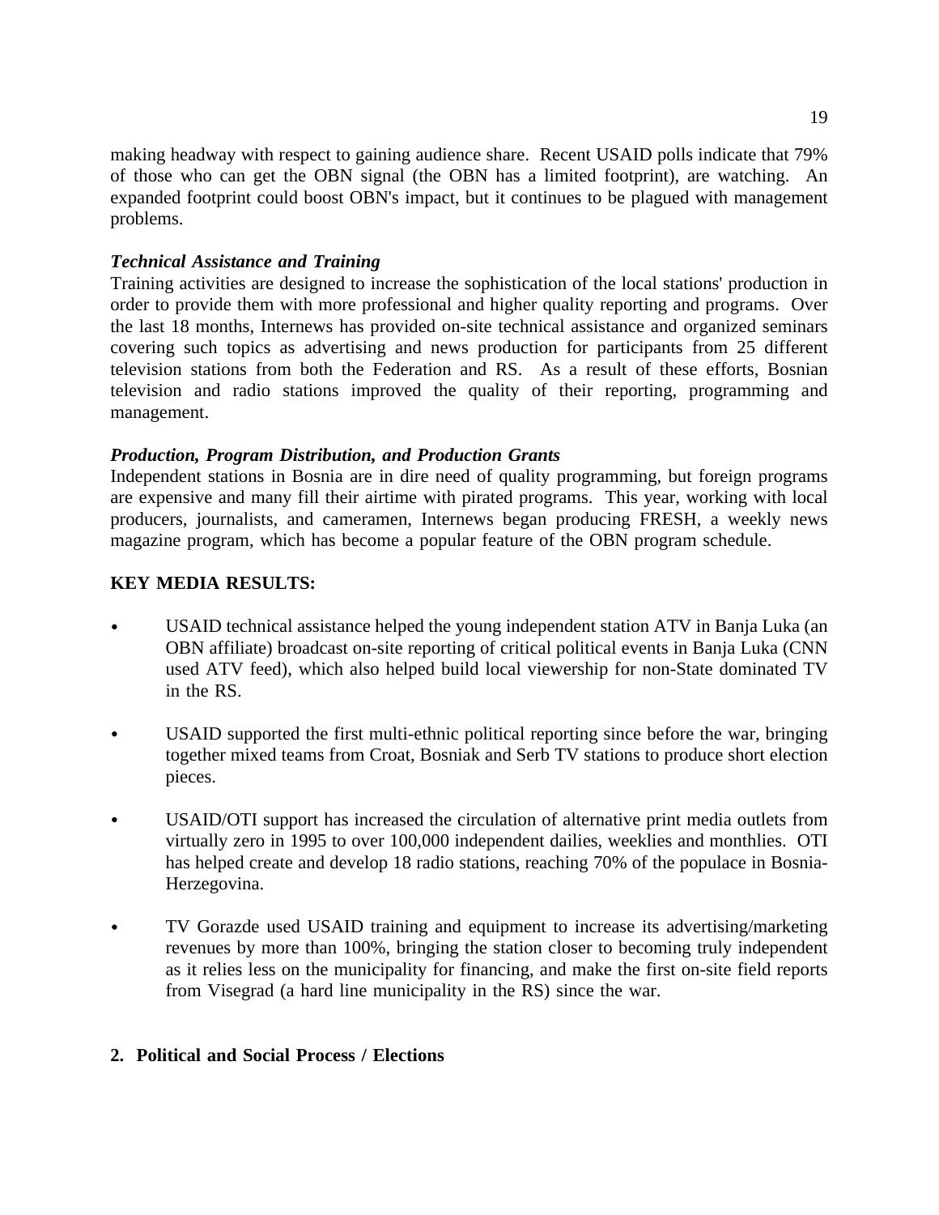making headway with respect to gaining audience share. Recent USAID polls indicate that 79% of those who can get the OBN signal (the OBN has a limited footprint), are watching. An expanded footprint could boost OBN's impact, but it continues to be plagued with management problems.

***Technical Assistance and Training***

Training activities are designed to increase the sophistication of the local stations' production in order to provide them with more professional and higher quality reporting and programs. Over the last 18 months, Internews has provided on-site technical assistance and organized seminars covering such topics as advertising and news production for participants from 25 different television stations from both the Federation and RS. As a result of these efforts, Bosnian television and radio stations improved the quality of their reporting, programming and management.

***Production, Program Distribution, and Production Grants***

Independent stations in Bosnia are in dire need of quality programming, but foreign programs are expensive and many fill their airtime with pirated programs. This year, working with local producers, journalists, and cameramen, Internews began producing FRESH, a weekly news magazine program, which has become a popular feature of the OBN program schedule.

**KEY MEDIA RESULTS:**

- USAID technical assistance helped the young independent station ATV in Banja Luka (an OBN affiliate) broadcast on-site reporting of critical political events in Banja Luka (CNN used ATV feed), which also helped build local viewership for non-State dominated TV in the RS.
- USAID supported the first multi-ethnic political reporting since before the war, bringing together mixed teams from Croat, Bosniak and Serb TV stations to produce short election pieces.
- USAID/OTI support has increased the circulation of alternative print media outlets from virtually zero in 1995 to over 100,000 independent dailies, weeklies and monthlies. OTI has helped create and develop 18 radio stations, reaching 70% of the populace in Bosnia-Herzegovina.
- TV Gorazde used USAID training and equipment to increase its advertising/marketing revenues by more than 100%, bringing the station closer to becoming truly independent as it relies less on the municipality for financing, and make the first on-site field reports from Visegrad (a hard line municipality in the RS) since the war.

## 2. Political and Social Process / Elections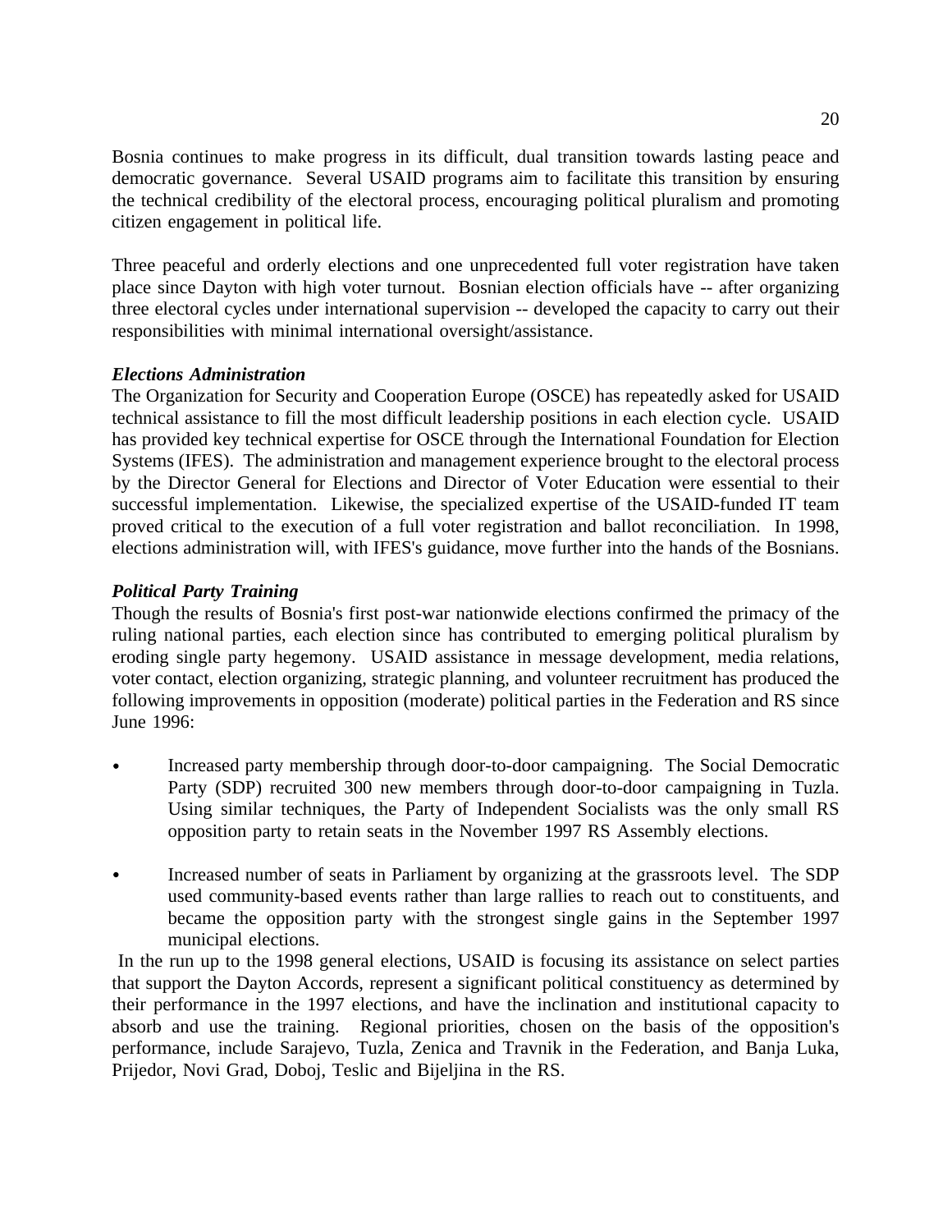Bosnia continues to make progress in its difficult, dual transition towards lasting peace and democratic governance. Several USAID programs aim to facilitate this transition by ensuring the technical credibility of the electoral process, encouraging political pluralism and promoting citizen engagement in political life.

Three peaceful and orderly elections and one unprecedented full voter registration have taken place since Dayton with high voter turnout. Bosnian election officials have -- after organizing three electoral cycles under international supervision -- developed the capacity to carry out their responsibilities with minimal international oversight/assistance.

***Elections Administration***

The Organization for Security and Cooperation Europe (OSCE) has repeatedly asked for USAID technical assistance to fill the most difficult leadership positions in each election cycle. USAID has provided key technical expertise for OSCE through the International Foundation for Election Systems (IFES). The administration and management experience brought to the electoral process by the Director General for Elections and Director of Voter Education were essential to their successful implementation. Likewise, the specialized expertise of the USAID-funded IT team proved critical to the execution of a full voter registration and ballot reconciliation. In 1998, elections administration will, with IFES's guidance, move further into the hands of the Bosnians.

***Political Party Training***

Though the results of Bosnia's first post-war nationwide elections confirmed the primacy of the ruling national parties, each election since has contributed to emerging political pluralism by eroding single party hegemony. USAID assistance in message development, media relations, voter contact, election organizing, strategic planning, and volunteer recruitment has produced the following improvements in opposition (moderate) political parties in the Federation and RS since June 1996:

- Increased party membership through door-to-door campaigning. The Social Democratic Party (SDP) recruited 300 new members through door-to-door campaigning in Tuzla. Using similar techniques, the Party of Independent Socialists was the only small RS opposition party to retain seats in the November 1997 RS Assembly elections.

- Increased number of seats in Parliament by organizing at the grassroots level. The SDP used community-based events rather than large rallies to reach out to constituents, and became the opposition party with the strongest single gains in the September 1997 municipal elections.

In the run up to the 1998 general elections, USAID is focusing its assistance on select parties that support the Dayton Accords, represent a significant political constituency as determined by their performance in the 1997 elections, and have the inclination and institutional capacity to absorb and use the training. Regional priorities, chosen on the basis of the opposition's performance, include Sarajevo, Tuzla, Zenica and Travnik in the Federation, and Banja Luka, Prijedor, Novi Grad, Doboj, Teslic and Bijeljina in the RS.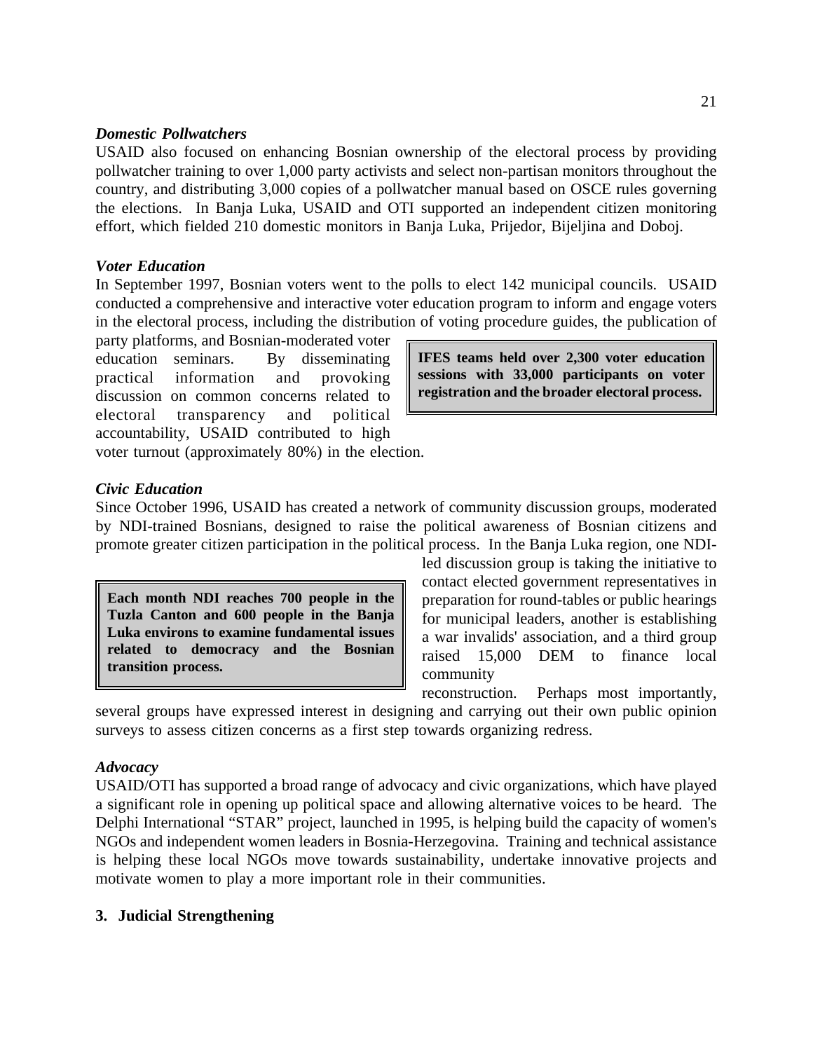*Domestic Pollwatchers*

USAID also focused on enhancing Bosnian ownership of the electoral process by providing pollwatcher training to over 1,000 party activists and select non-partisan monitors throughout the country, and distributing 3,000 copies of a pollwatcher manual based on OSCE rules governing the elections. In Banja Luka, USAID and OTI supported an independent citizen monitoring effort, which fielded 210 domestic monitors in Banja Luka, Prijedor, Bijeljina and Doboj.

*Voter Education*

In September 1997, Bosnian voters went to the polls to elect 142 municipal councils. USAID conducted a comprehensive and interactive voter education program to inform and engage voters in the electoral process, including the distribution of voting procedure guides, the publication of party platforms, and Bosnian-moderated voter education seminars. By disseminating practical information and provoking discussion on common concerns related to electoral transparency and political accountability, USAID contributed to high voter turnout (approximately 80%) in the election.

**IFES teams held over 2,300 voter education sessions with 33,000 participants on voter registration and the broader electoral process.**

*Civic Education*

Since October 1996, USAID has created a network of community discussion groups, moderated by NDI-trained Bosnians, designed to raise the political awareness of Bosnian citizens and promote greater citizen participation in the political process. In the Banja Luka region, one NDI-led discussion group is taking the initiative to contact elected government representatives in preparation for round-tables or public hearings for municipal leaders, another is establishing a war invalids' association, and a third group raised 15,000 DEM to finance local community reconstruction. Perhaps most importantly, several groups have expressed interest in designing and carrying out their own public opinion surveys to assess citizen concerns as a first step towards organizing redress.

**Each month NDI reaches 700 people in the Tuzla Canton and 600 people in the Banja Luka environs to examine fundamental issues related to democracy and the Bosnian transition process.**

*Advocacy*

USAID/OTI has supported a broad range of advocacy and civic organizations, which have played a significant role in opening up political space and allowing alternative voices to be heard. The Delphi International "STAR" project, launched in 1995, is helping build the capacity of women's NGOs and independent women leaders in Bosnia-Herzegovina. Training and technical assistance is helping these local NGOs move towards sustainability, undertake innovative projects and motivate women to play a more important role in their communities.

**3. Judicial Strengthening**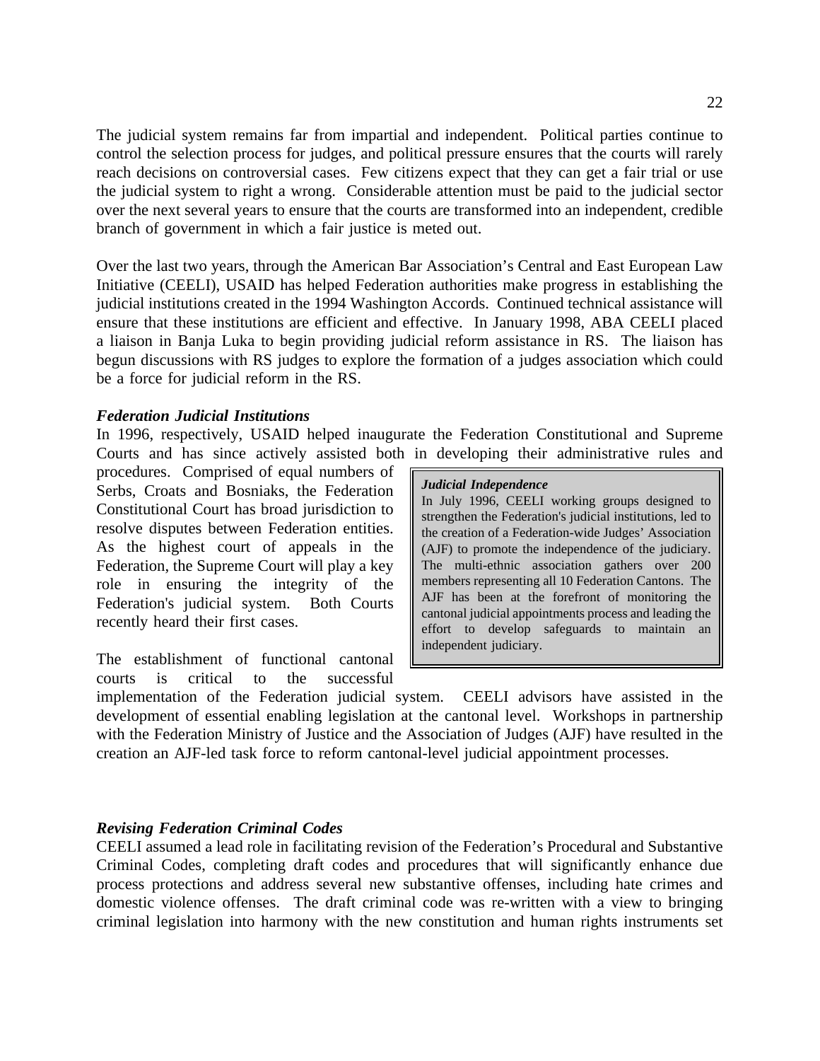The judicial system remains far from impartial and independent. Political parties continue to control the selection process for judges, and political pressure ensures that the courts will rarely reach decisions on controversial cases. Few citizens expect that they can get a fair trial or use the judicial system to right a wrong. Considerable attention must be paid to the judicial sector over the next several years to ensure that the courts are transformed into an independent, credible branch of government in which a fair justice is meted out.

Over the last two years, through the American Bar Association's Central and East European Law Initiative (CEELI), USAID has helped Federation authorities make progress in establishing the judicial institutions created in the 1994 Washington Accords. Continued technical assistance will ensure that these institutions are efficient and effective. In January 1998, ABA CEELI placed a liaison in Banja Luka to begin providing judicial reform assistance in RS. The liaison has begun discussions with RS judges to explore the formation of a judges association which could be a force for judicial reform in the RS.

***Federation Judicial Institutions***

In 1996, respectively, USAID helped inaugurate the Federation Constitutional and Supreme Courts and has since actively assisted both in developing their administrative rules and procedures. Comprised of equal numbers of Serbs, Croats and Bosniaks, the Federation Constitutional Court has broad jurisdiction to resolve disputes between Federation entities. As the highest court of appeals in the Federation, the Supreme Court will play a key role in ensuring the integrity of the Federation's judicial system. Both Courts recently heard their first cases.

> ***Judicial Independence***
>
> In July 1996, CEELI working groups designed to strengthen the Federation's judicial institutions, led to the creation of a Federation-wide Judges' Association (AJF) to promote the independence of the judiciary. The multi-ethnic association gathers over 200 members representing all 10 Federation Cantons. The AJF has been at the forefront of monitoring the cantonal judicial appointments process and leading the effort to develop safeguards to maintain an independent judiciary.

The establishment of functional cantonal courts is critical to the successful implementation of the Federation judicial system. CEELI advisors have assisted in the development of essential enabling legislation at the cantonal level. Workshops in partnership with the Federation Ministry of Justice and the Association of Judges (AJF) have resulted in the creation an AJF-led task force to reform cantonal-level judicial appointment processes.

***Revising Federation Criminal Codes***

CEELI assumed a lead role in facilitating revision of the Federation's Procedural and Substantive Criminal Codes, completing draft codes and procedures that will significantly enhance due process protections and address several new substantive offenses, including hate crimes and domestic violence offenses. The draft criminal code was re-written with a view to bringing criminal legislation into harmony with the new constitution and human rights instruments set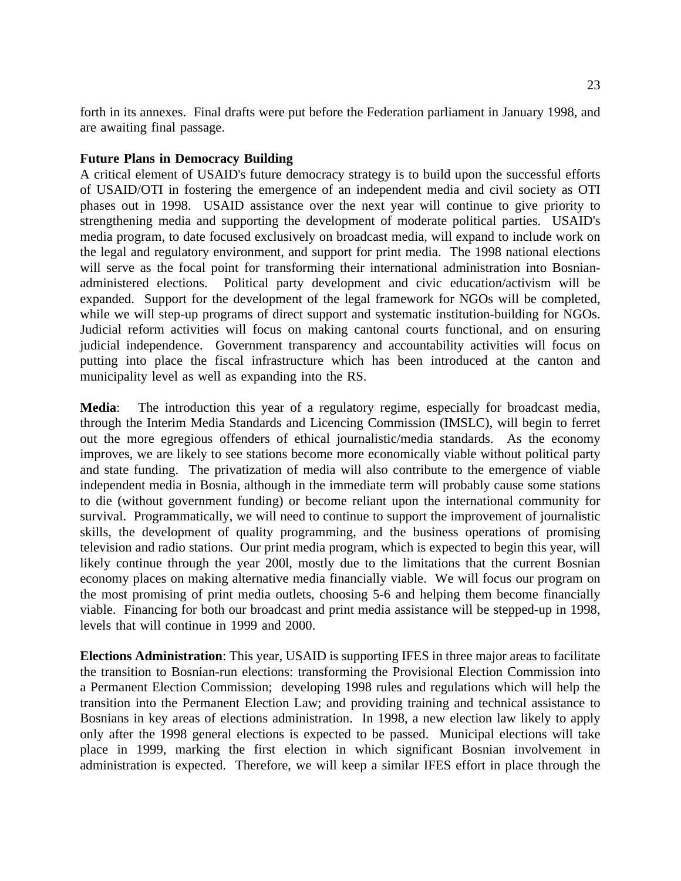forth in its annexes. Final drafts were put before the Federation parliament in January 1998, and are awaiting final passage.

**Future Plans in Democracy Building**

A critical element of USAID's future democracy strategy is to build upon the successful efforts of USAID/OTI in fostering the emergence of an independent media and civil society as OTI phases out in 1998. USAID assistance over the next year will continue to give priority to strengthening media and supporting the development of moderate political parties. USAID's media program, to date focused exclusively on broadcast media, will expand to include work on the legal and regulatory environment, and support for print media. The 1998 national elections will serve as the focal point for transforming their international administration into Bosnian-administered elections. Political party development and civic education/activism will be expanded. Support for the development of the legal framework for NGOs will be completed, while we will step-up programs of direct support and systematic institution-building for NGOs. Judicial reform activities will focus on making cantonal courts functional, and on ensuring judicial independence. Government transparency and accountability activities will focus on putting into place the fiscal infrastructure which has been introduced at the canton and municipality level as well as expanding into the RS.

**Media**: The introduction this year of a regulatory regime, especially for broadcast media, through the Interim Media Standards and Licencing Commission (IMSLC), will begin to ferret out the more egregious offenders of ethical journalistic/media standards. As the economy improves, we are likely to see stations become more economically viable without political party and state funding. The privatization of media will also contribute to the emergence of viable independent media in Bosnia, although in the immediate term will probably cause some stations to die (without government funding) or become reliant upon the international community for survival. Programmatically, we will need to continue to support the improvement of journalistic skills, the development of quality programming, and the business operations of promising television and radio stations. Our print media program, which is expected to begin this year, will likely continue through the year 200l, mostly due to the limitations that the current Bosnian economy places on making alternative media financially viable. We will focus our program on the most promising of print media outlets, choosing 5-6 and helping them become financially viable. Financing for both our broadcast and print media assistance will be stepped-up in 1998, levels that will continue in 1999 and 2000.

**Elections Administration**: This year, USAID is supporting IFES in three major areas to facilitate the transition to Bosnian-run elections: transforming the Provisional Election Commission into a Permanent Election Commission; developing 1998 rules and regulations which will help the transition into the Permanent Election Law; and providing training and technical assistance to Bosnians in key areas of elections administration. In 1998, a new election law likely to apply only after the 1998 general elections is expected to be passed. Municipal elections will take place in 1999, marking the first election in which significant Bosnian involvement in administration is expected. Therefore, we will keep a similar IFES effort in place through the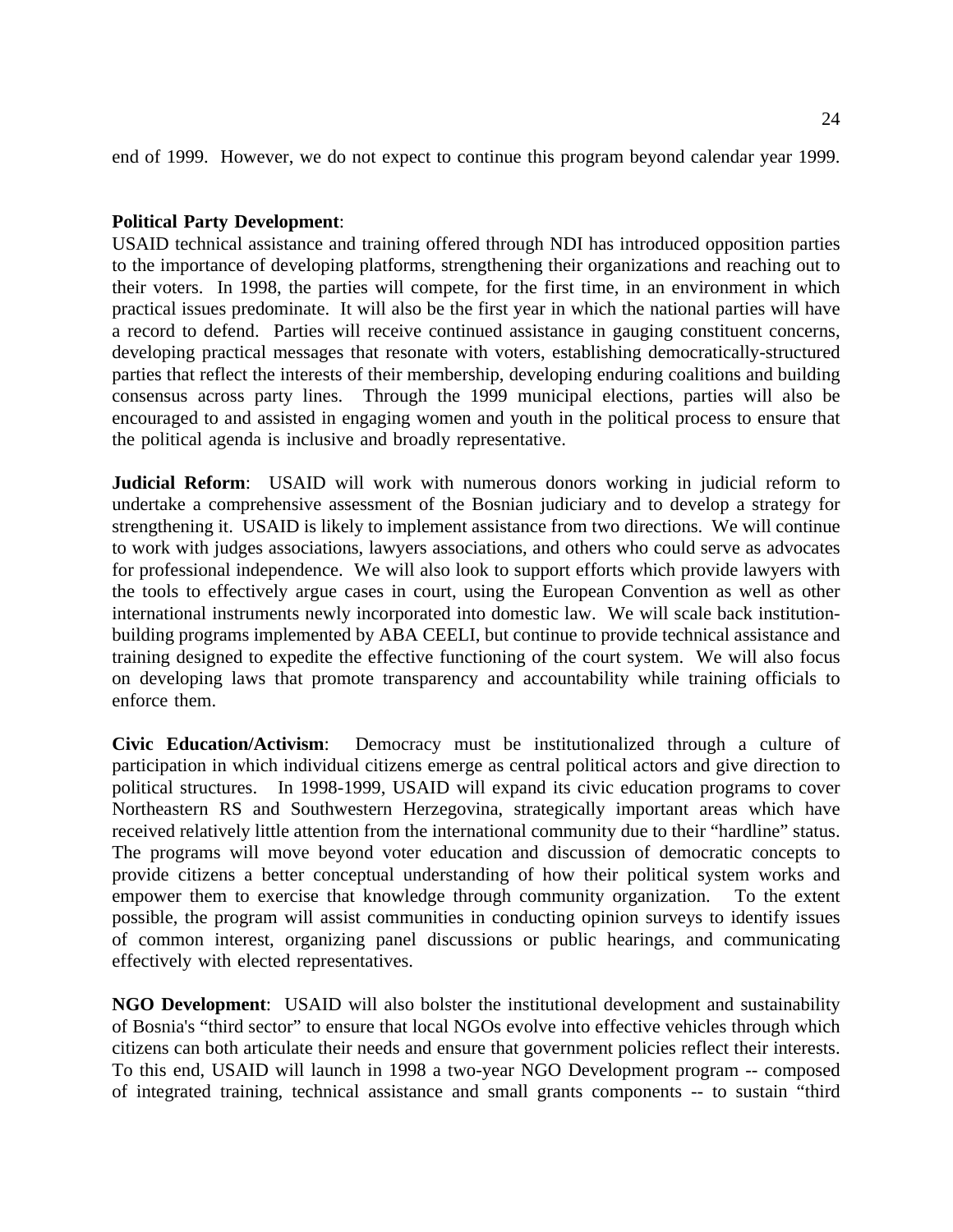end of 1999. However, we do not expect to continue this program beyond calendar year 1999.

**Political Party Development**:
USAID technical assistance and training offered through NDI has introduced opposition parties to the importance of developing platforms, strengthening their organizations and reaching out to their voters. In 1998, the parties will compete, for the first time, in an environment in which practical issues predominate. It will also be the first year in which the national parties will have a record to defend. Parties will receive continued assistance in gauging constituent concerns, developing practical messages that resonate with voters, establishing democratically-structured parties that reflect the interests of their membership, developing enduring coalitions and building consensus across party lines. Through the 1999 municipal elections, parties will also be encouraged to and assisted in engaging women and youth in the political process to ensure that the political agenda is inclusive and broadly representative.

**Judicial Reform**: USAID will work with numerous donors working in judicial reform to undertake a comprehensive assessment of the Bosnian judiciary and to develop a strategy for strengthening it. USAID is likely to implement assistance from two directions. We will continue to work with judges associations, lawyers associations, and others who could serve as advocates for professional independence. We will also look to support efforts which provide lawyers with the tools to effectively argue cases in court, using the European Convention as well as other international instruments newly incorporated into domestic law. We will scale back institution-building programs implemented by ABA CEELI, but continue to provide technical assistance and training designed to expedite the effective functioning of the court system. We will also focus on developing laws that promote transparency and accountability while training officials to enforce them.

**Civic Education/Activism**: Democracy must be institutionalized through a culture of participation in which individual citizens emerge as central political actors and give direction to political structures. In 1998-1999, USAID will expand its civic education programs to cover Northeastern RS and Southwestern Herzegovina, strategically important areas which have received relatively little attention from the international community due to their "hardline" status. The programs will move beyond voter education and discussion of democratic concepts to provide citizens a better conceptual understanding of how their political system works and empower them to exercise that knowledge through community organization. To the extent possible, the program will assist communities in conducting opinion surveys to identify issues of common interest, organizing panel discussions or public hearings, and communicating effectively with elected representatives.

**NGO Development**: USAID will also bolster the institutional development and sustainability of Bosnia's "third sector" to ensure that local NGOs evolve into effective vehicles through which citizens can both articulate their needs and ensure that government policies reflect their interests. To this end, USAID will launch in 1998 a two-year NGO Development program -- composed of integrated training, technical assistance and small grants components -- to sustain "third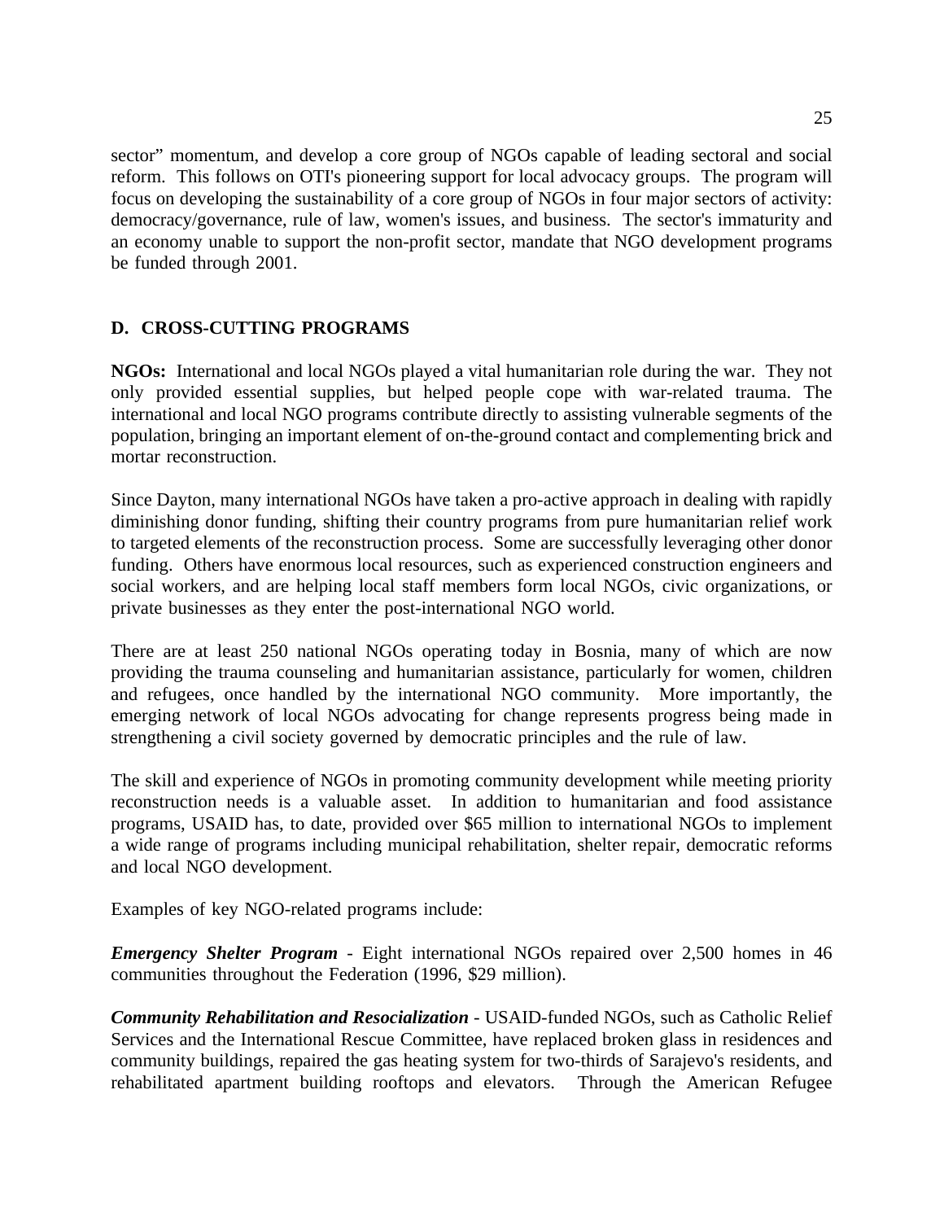sector" momentum, and develop a core group of NGOs capable of leading sectoral and social reform. This follows on OTI's pioneering support for local advocacy groups. The program will focus on developing the sustainability of a core group of NGOs in four major sectors of activity: democracy/governance, rule of law, women's issues, and business. The sector's immaturity and an economy unable to support the non-profit sector, mandate that NGO development programs be funded through 2001.

## D. CROSS-CUTTING PROGRAMS

**NGOs:** International and local NGOs played a vital humanitarian role during the war. They not only provided essential supplies, but helped people cope with war-related trauma. The international and local NGO programs contribute directly to assisting vulnerable segments of the population, bringing an important element of on-the-ground contact and complementing brick and mortar reconstruction.

Since Dayton, many international NGOs have taken a pro-active approach in dealing with rapidly diminishing donor funding, shifting their country programs from pure humanitarian relief work to targeted elements of the reconstruction process. Some are successfully leveraging other donor funding. Others have enormous local resources, such as experienced construction engineers and social workers, and are helping local staff members form local NGOs, civic organizations, or private businesses as they enter the post-international NGO world.

There are at least 250 national NGOs operating today in Bosnia, many of which are now providing the trauma counseling and humanitarian assistance, particularly for women, children and refugees, once handled by the international NGO community. More importantly, the emerging network of local NGOs advocating for change represents progress being made in strengthening a civil society governed by democratic principles and the rule of law.

The skill and experience of NGOs in promoting community development while meeting priority reconstruction needs is a valuable asset. In addition to humanitarian and food assistance programs, USAID has, to date, provided over $65 million to international NGOs to implement a wide range of programs including municipal rehabilitation, shelter repair, democratic reforms and local NGO development.

Examples of key NGO-related programs include:

***Emergency Shelter Program*** - Eight international NGOs repaired over 2,500 homes in 46 communities throughout the Federation (1996, $29 million).

***Community Rehabilitation and Resocialization*** - USAID-funded NGOs, such as Catholic Relief Services and the International Rescue Committee, have replaced broken glass in residences and community buildings, repaired the gas heating system for two-thirds of Sarajevo's residents, and rehabilitated apartment building rooftops and elevators. Through the American Refugee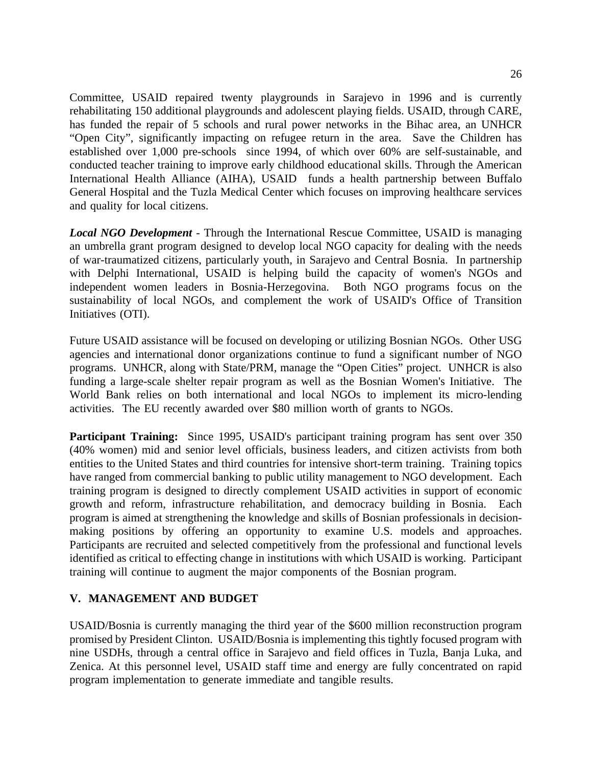Committee, USAID repaired twenty playgrounds in Sarajevo in 1996 and is currently rehabilitating 150 additional playgrounds and adolescent playing fields. USAID, through CARE, has funded the repair of 5 schools and rural power networks in the Bihac area, an UNHCR "Open City", significantly impacting on refugee return in the area. Save the Children has established over 1,000 pre-schools since 1994, of which over 60% are self-sustainable, and conducted teacher training to improve early childhood educational skills. Through the American International Health Alliance (AIHA), USAID funds a health partnership between Buffalo General Hospital and the Tuzla Medical Center which focuses on improving healthcare services and quality for local citizens.

***Local NGO Development*** - Through the International Rescue Committee, USAID is managing an umbrella grant program designed to develop local NGO capacity for dealing with the needs of war-traumatized citizens, particularly youth, in Sarajevo and Central Bosnia. In partnership with Delphi International, USAID is helping build the capacity of women's NGOs and independent women leaders in Bosnia-Herzegovina. Both NGO programs focus on the sustainability of local NGOs, and complement the work of USAID's Office of Transition Initiatives (OTI).

Future USAID assistance will be focused on developing or utilizing Bosnian NGOs. Other USG agencies and international donor organizations continue to fund a significant number of NGO programs. UNHCR, along with State/PRM, manage the "Open Cities" project. UNHCR is also funding a large-scale shelter repair program as well as the Bosnian Women's Initiative. The World Bank relies on both international and local NGOs to implement its micro-lending activities. The EU recently awarded over $80 million worth of grants to NGOs.

**Participant Training:** Since 1995, USAID's participant training program has sent over 350 (40% women) mid and senior level officials, business leaders, and citizen activists from both entities to the United States and third countries for intensive short-term training. Training topics have ranged from commercial banking to public utility management to NGO development. Each training program is designed to directly complement USAID activities in support of economic growth and reform, infrastructure rehabilitation, and democracy building in Bosnia. Each program is aimed at strengthening the knowledge and skills of Bosnian professionals in decision-making positions by offering an opportunity to examine U.S. models and approaches. Participants are recruited and selected competitively from the professional and functional levels identified as critical to effecting change in institutions with which USAID is working. Participant training will continue to augment the major components of the Bosnian program.

## V. MANAGEMENT AND BUDGET

USAID/Bosnia is currently managing the third year of the $600 million reconstruction program promised by President Clinton. USAID/Bosnia is implementing this tightly focused program with nine USDHs, through a central office in Sarajevo and field offices in Tuzla, Banja Luka, and Zenica. At this personnel level, USAID staff time and energy are fully concentrated on rapid program implementation to generate immediate and tangible results.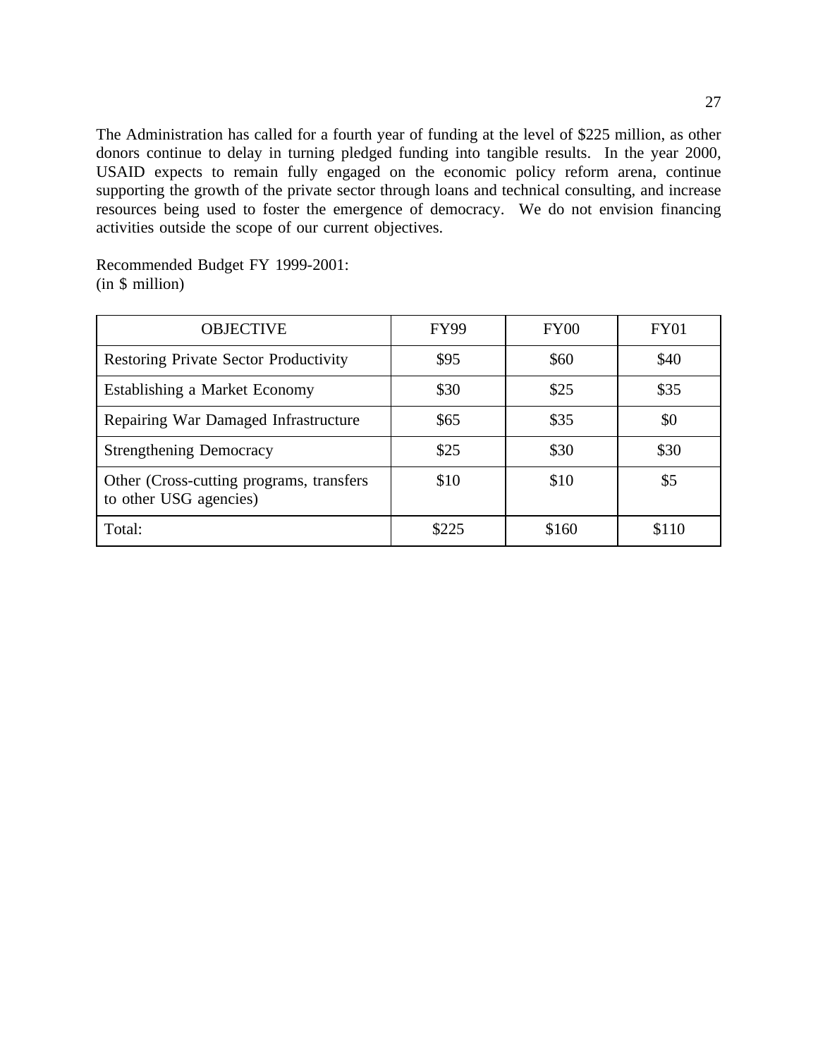The Administration has called for a fourth year of funding at the level of $225 million, as other donors continue to delay in turning pledged funding into tangible results. In the year 2000, USAID expects to remain fully engaged on the economic policy reform arena, continue supporting the growth of the private sector through loans and technical consulting, and increase resources being used to foster the emergence of democracy. We do not envision financing activities outside the scope of our current objectives.

Recommended Budget FY 1999-2001:
(in $ million)

| OBJECTIVE | FY99 | FY00 | FY01 |
|---|---|---|---|
| Restoring Private Sector Productivity | $95 | $60 | $40 |
| Establishing a Market Economy | $30 | $25 | $35 |
| Repairing War Damaged Infrastructure | $65 | $35 | $0 |
| Strengthening Democracy | $25 | $30 | $30 |
| Other (Cross-cutting programs, transfers to other USG agencies) | $10 | $10 | $5 |
| Total: | $225 | $160 | $110 |